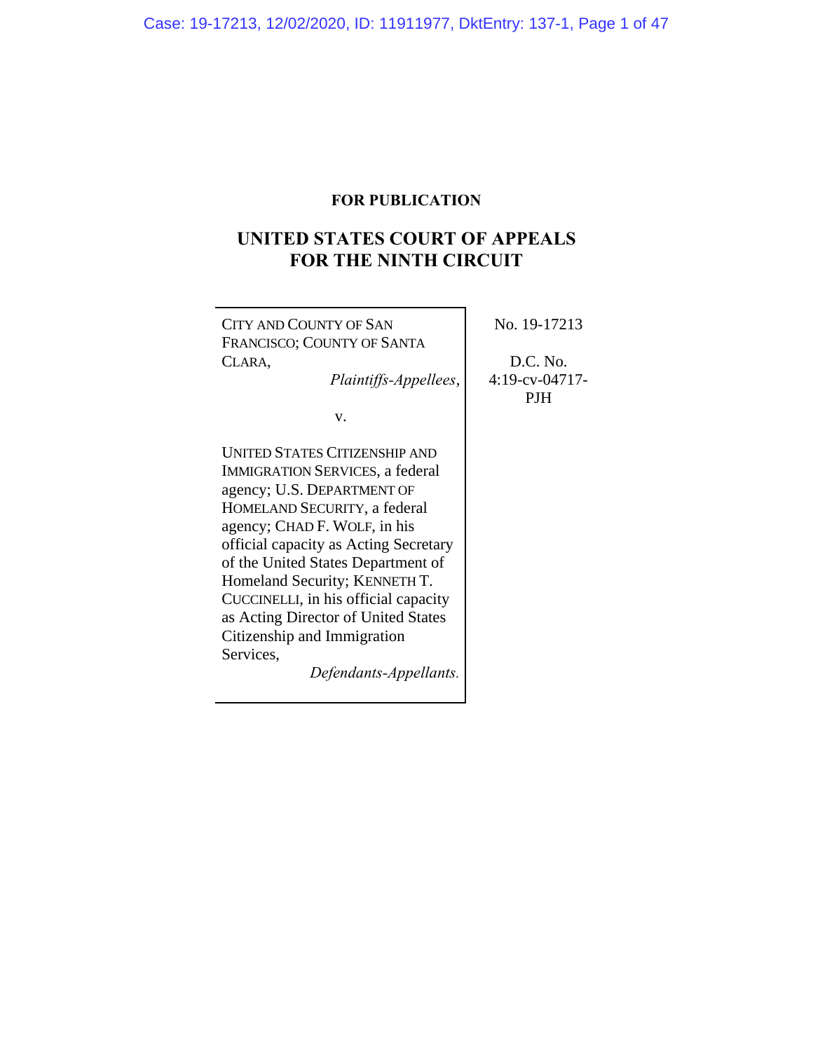**FOR PUBLICATION**

# UNITED STATES COURT OF APPEALS FOR THE NINTH CIRCUIT

| | |
|---|---|
| CITY AND COUNTY OF SAN FRANCISCO; COUNTY OF SANTA CLARA, *Plaintiffs-Appellees*, v. UNITED STATES CITIZENSHIP AND IMMIGRATION SERVICES, a federal agency; U.S. DEPARTMENT OF HOMELAND SECURITY, a federal agency; CHAD F. WOLF, in his official capacity as Acting Secretary of the United States Department of Homeland Security; KENNETH T. CUCCINELLI, in his official capacity as Acting Director of United States Citizenship and Immigration Services, *Defendants-Appellants.* | No. 19-17213<br><br>D.C. No. 4:19-cv-04717-PJH |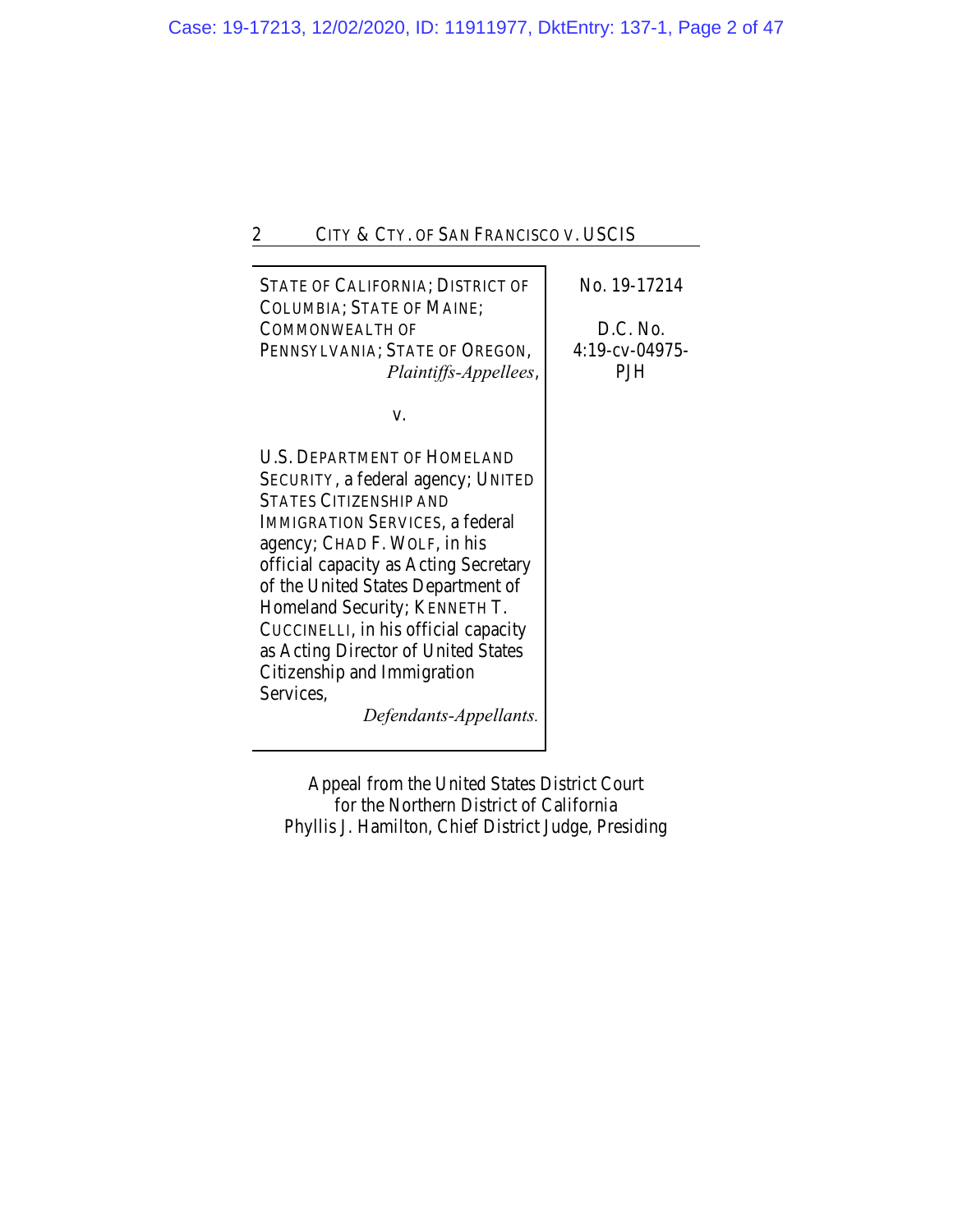| STATE OF CALIFORNIA; DISTRICT OF COLUMBIA; STATE OF MAINE; COMMONWEALTH OF PENNSYLVANIA; STATE OF OREGON, *Plaintiffs-Appellees*, | No. 19-17214 |
|---|---|
| v. | D.C. No. 4:19-cv-04975-PJH |
| U.S. DEPARTMENT OF HOMELAND SECURITY, a federal agency; UNITED STATES CITIZENSHIP AND IMMIGRATION SERVICES, a federal agency; CHAD F. WOLF, in his official capacity as Acting Secretary of the United States Department of Homeland Security; KENNETH T. CUCCINELLI, in his official capacity as Acting Director of United States Citizenship and Immigration Services, *Defendants-Appellants.* | |

Appeal from the United States District Court
for the Northern District of California
Phyllis J. Hamilton, Chief District Judge, Presiding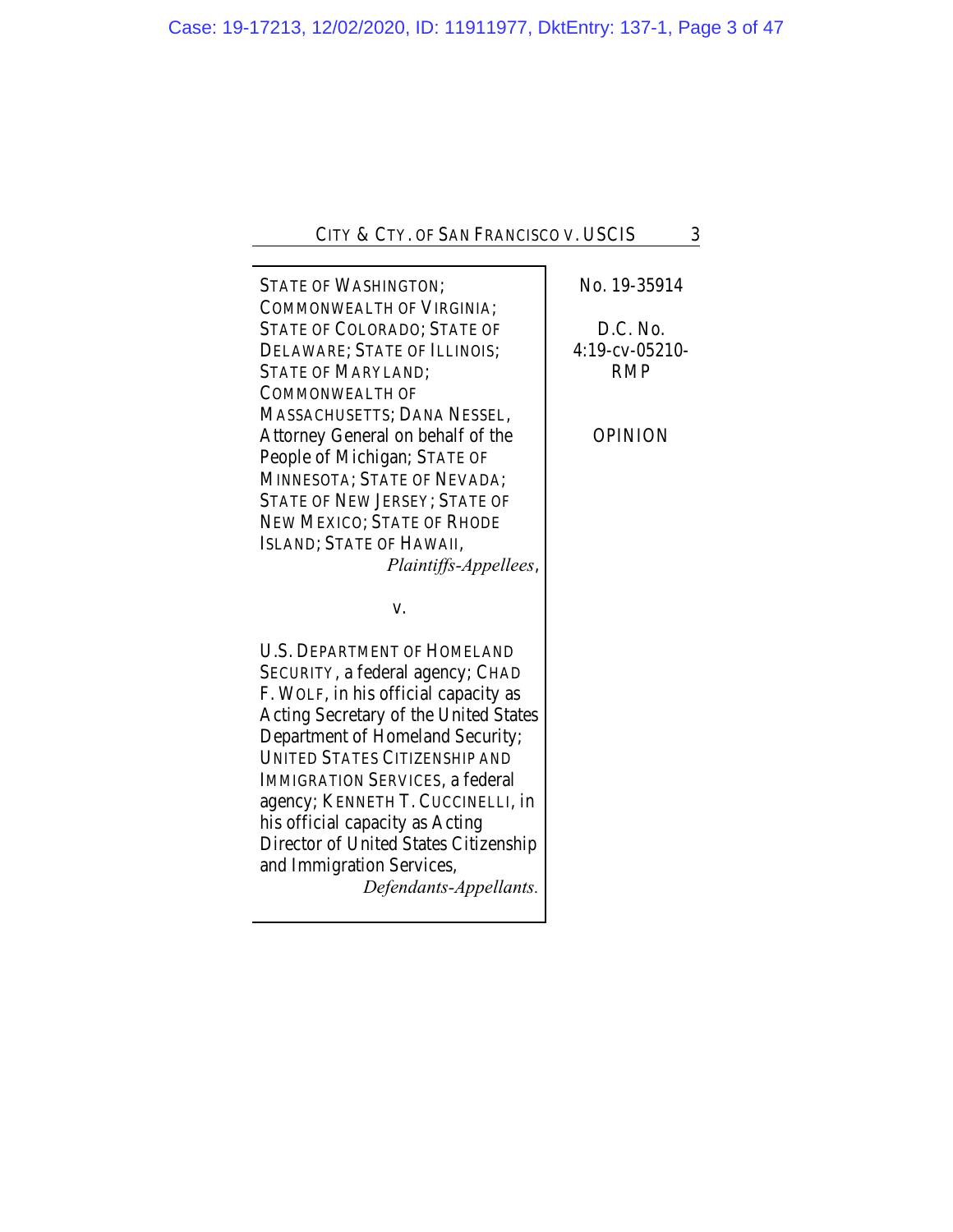STATE OF WASHINGTON; COMMONWEALTH OF VIRGINIA; STATE OF COLORADO; STATE OF DELAWARE; STATE OF ILLINOIS; STATE OF MARYLAND; COMMONWEALTH OF MASSACHUSETTS; DANA NESSEL, Attorney General on behalf of the People of Michigan; STATE OF MINNESOTA; STATE OF NEVADA; STATE OF NEW JERSEY; STATE OF NEW MEXICO; STATE OF RHODE ISLAND; STATE OF HAWAII,
*Plaintiffs-Appellees*,

v.

U.S. DEPARTMENT OF HOMELAND SECURITY, a federal agency; CHAD F. WOLF, in his official capacity as Acting Secretary of the United States Department of Homeland Security; UNITED STATES CITIZENSHIP AND IMMIGRATION SERVICES, a federal agency; KENNETH T. CUCCINELLI, in his official capacity as Acting Director of United States Citizenship and Immigration Services,
*Defendants-Appellants.*

No. 19-35914

D.C. No. 4:19-cv-05210-RMP

OPINION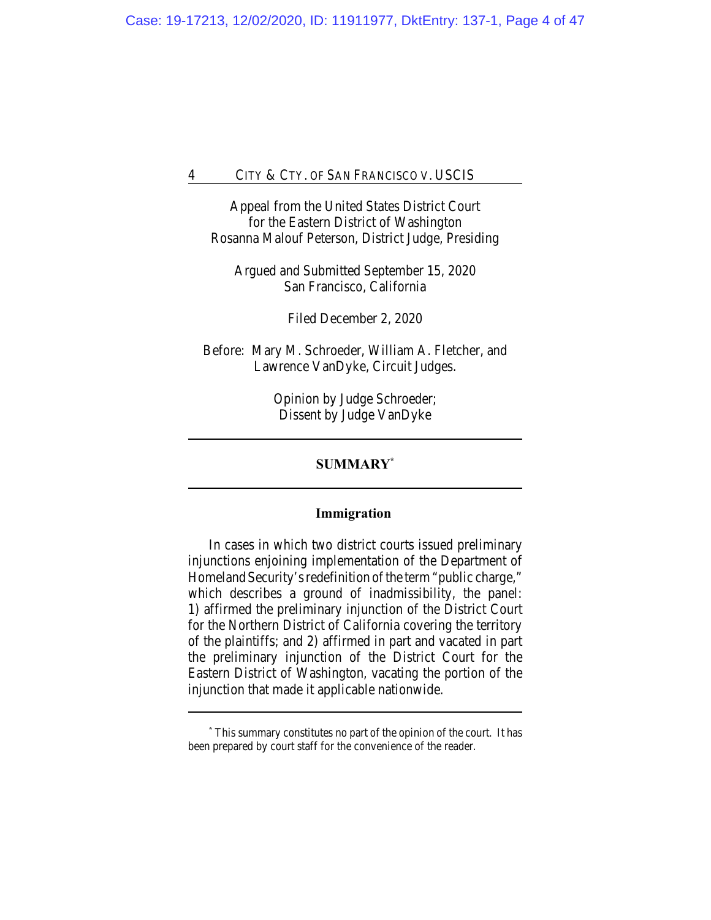Appeal from the United States District Court
for the Eastern District of Washington
Rosanna Malouf Peterson, District Judge, Presiding

Argued and Submitted September 15, 2020
San Francisco, California

Filed December 2, 2020

Before: Mary M. Schroeder, William A. Fletcher, and
Lawrence VanDyke, Circuit Judges.

Opinion by Judge Schroeder;
Dissent by Judge VanDyke

---

## SUMMARY[*]

---

### Immigration

In cases in which two district courts issued preliminary injunctions enjoining implementation of the Department of Homeland Security's redefinition of the term "public charge," which describes a ground of inadmissibility, the panel: 1) affirmed the preliminary injunction of the District Court for the Northern District of California covering the territory of the plaintiffs; and 2) affirmed in part and vacated in part the preliminary injunction of the District Court for the Eastern District of Washington, vacating the portion of the injunction that made it applicable nationwide.

---

[*] This summary constitutes no part of the opinion of the court. It has been prepared by court staff for the convenience of the reader.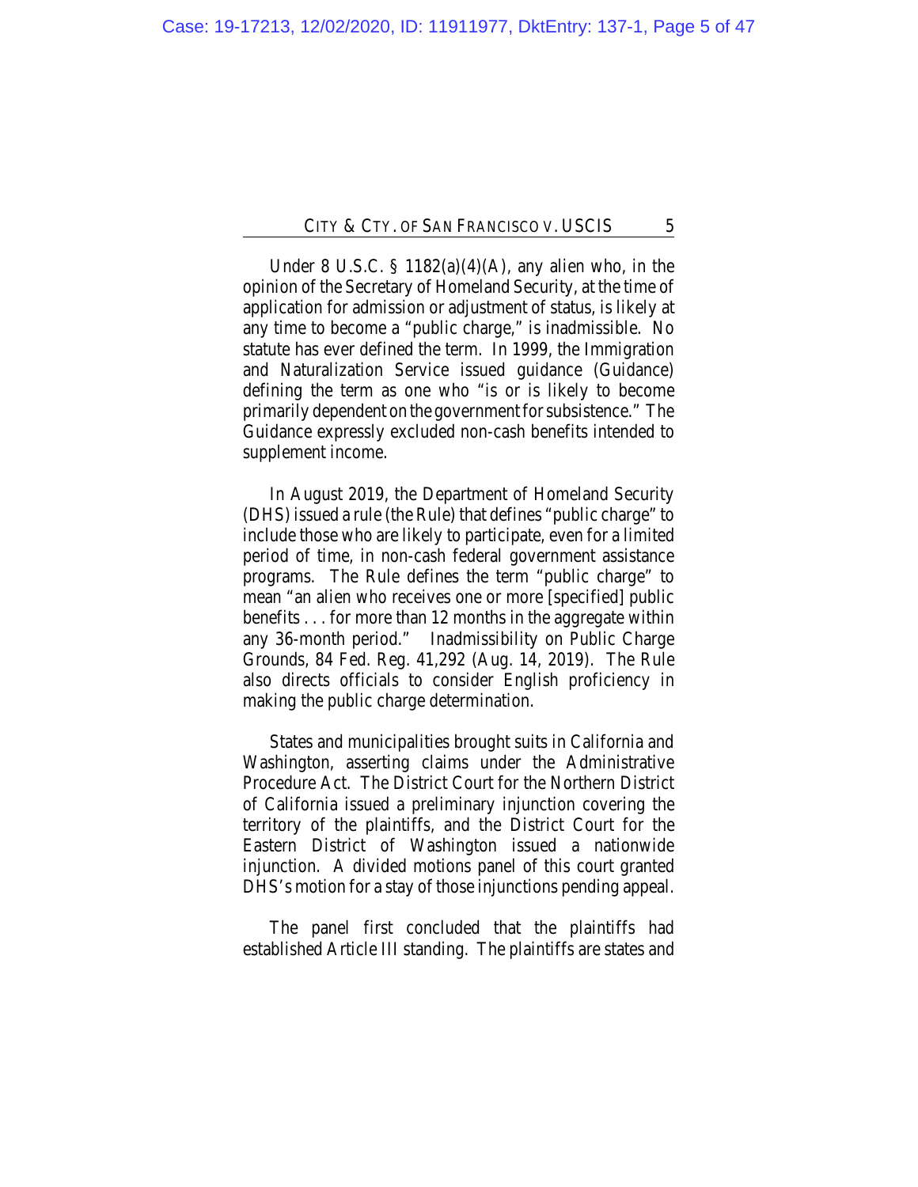Under 8 U.S.C. § 1182(a)(4)(A), any alien who, in the opinion of the Secretary of Homeland Security, at the time of application for admission or adjustment of status, is likely at any time to become a "public charge," is inadmissible. No statute has ever defined the term. In 1999, the Immigration and Naturalization Service issued guidance (Guidance) defining the term as one who "is or is likely to become primarily dependent on the government for subsistence." The Guidance expressly excluded non-cash benefits intended to supplement income.

In August 2019, the Department of Homeland Security (DHS) issued a rule (the Rule) that defines "public charge" to include those who are likely to participate, even for a limited period of time, in non-cash federal government assistance programs. The Rule defines the term "public charge" to mean "an alien who receives one or more [specified] public benefits . . . for more than 12 months in the aggregate within any 36-month period." Inadmissibility on Public Charge Grounds, 84 Fed. Reg. 41,292 (Aug. 14, 2019). The Rule also directs officials to consider English proficiency in making the public charge determination.

States and municipalities brought suits in California and Washington, asserting claims under the Administrative Procedure Act. The District Court for the Northern District of California issued a preliminary injunction covering the territory of the plaintiffs, and the District Court for the Eastern District of Washington issued a nationwide injunction. A divided motions panel of this court granted DHS's motion for a stay of those injunctions pending appeal.

The panel first concluded that the plaintiffs had established Article III standing. The plaintiffs are states and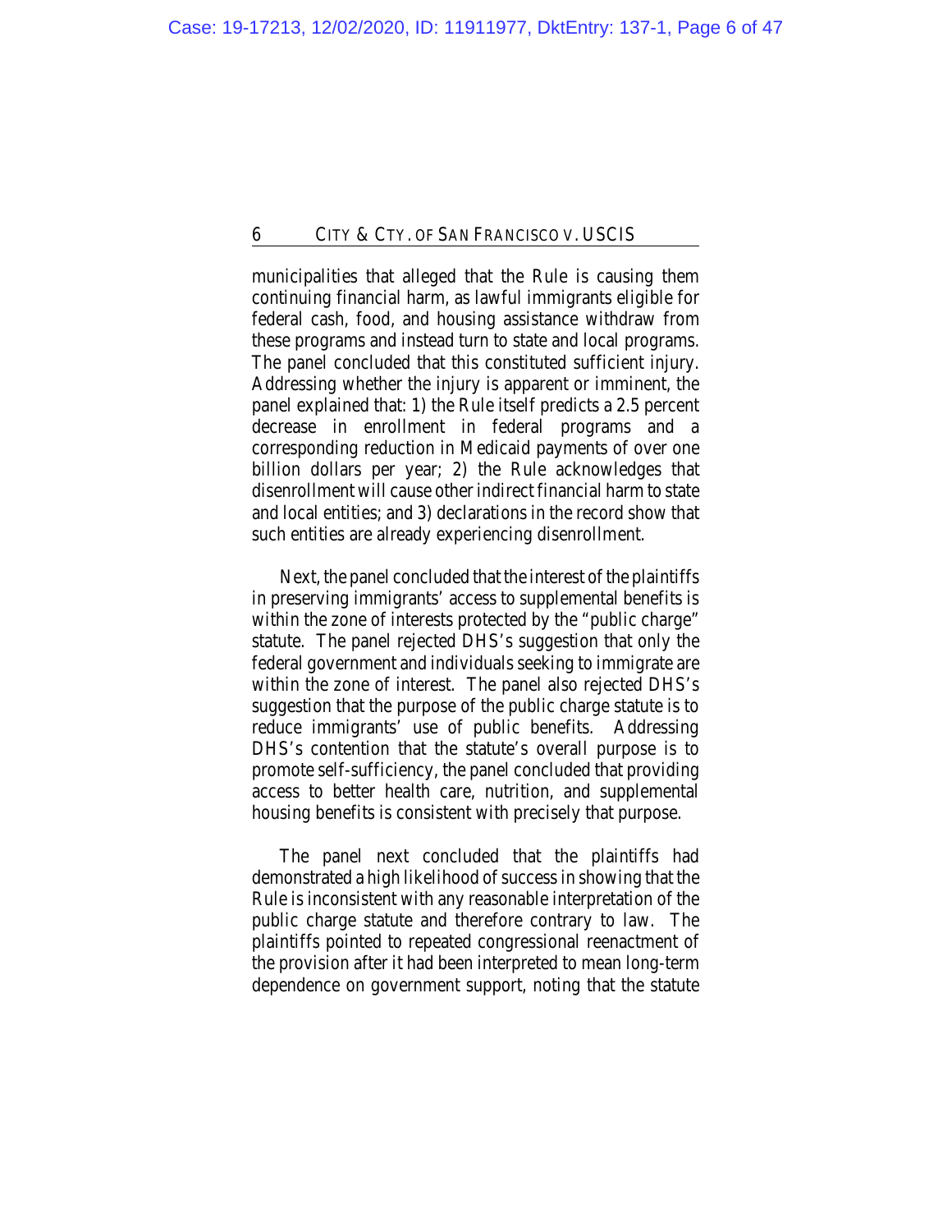municipalities that alleged that the Rule is causing them continuing financial harm, as lawful immigrants eligible for federal cash, food, and housing assistance withdraw from these programs and instead turn to state and local programs. The panel concluded that this constituted sufficient injury. Addressing whether the injury is apparent or imminent, the panel explained that: 1) the Rule itself predicts a 2.5 percent decrease in enrollment in federal programs and a corresponding reduction in Medicaid payments of over one billion dollars per year; 2) the Rule acknowledges that disenrollment will cause other indirect financial harm to state and local entities; and 3) declarations in the record show that such entities are already experiencing disenrollment.

Next, the panel concluded that the interest of the plaintiffs in preserving immigrants' access to supplemental benefits is within the zone of interests protected by the "public charge" statute. The panel rejected DHS's suggestion that only the federal government and individuals seeking to immigrate are within the zone of interest. The panel also rejected DHS's suggestion that the purpose of the public charge statute is to reduce immigrants' use of public benefits. Addressing DHS's contention that the statute's overall purpose is to promote self-sufficiency, the panel concluded that providing access to better health care, nutrition, and supplemental housing benefits is consistent with precisely that purpose.

The panel next concluded that the plaintiffs had demonstrated a high likelihood of success in showing that the Rule is inconsistent with any reasonable interpretation of the public charge statute and therefore contrary to law. The plaintiffs pointed to repeated congressional reenactment of the provision after it had been interpreted to mean long-term dependence on government support, noting that the statute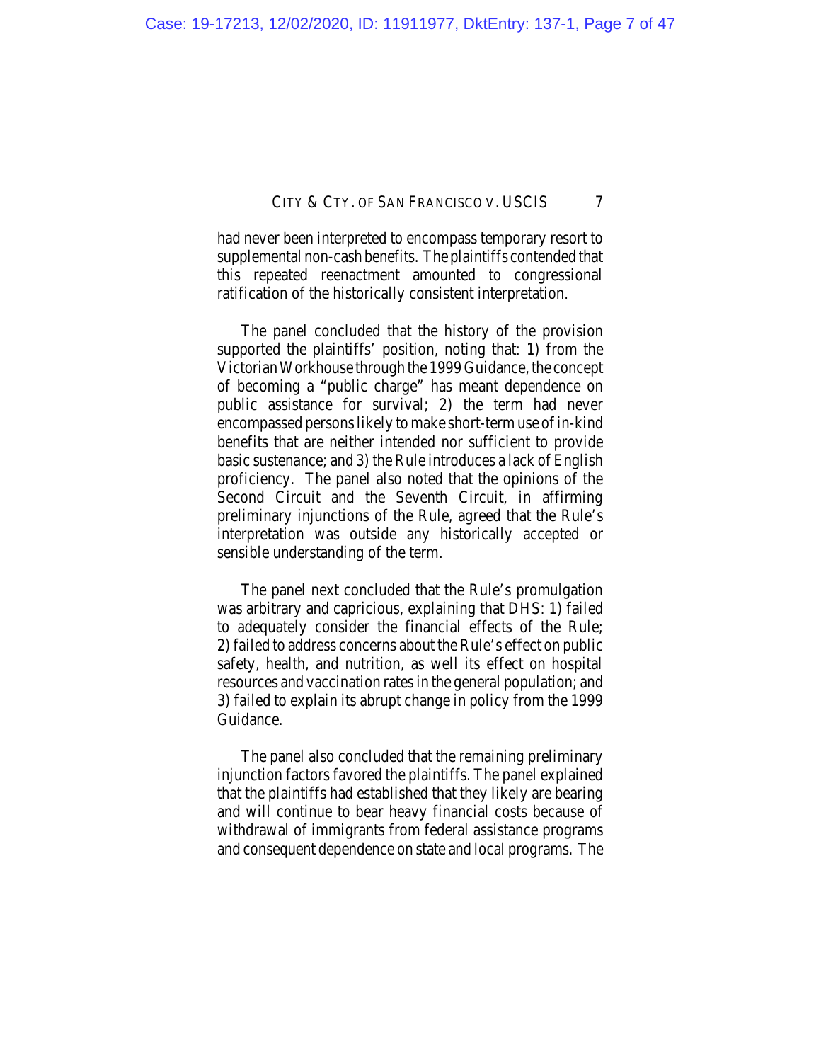had never been interpreted to encompass temporary resort to supplemental non-cash benefits. The plaintiffs contended that this repeated reenactment amounted to congressional ratification of the historically consistent interpretation.

The panel concluded that the history of the provision supported the plaintiffs' position, noting that: 1) from the Victorian Workhouse through the 1999 Guidance, the concept of becoming a "public charge" has meant dependence on public assistance for survival; 2) the term had never encompassed persons likely to make short-term use of in-kind benefits that are neither intended nor sufficient to provide basic sustenance; and 3) the Rule introduces a lack of English proficiency. The panel also noted that the opinions of the Second Circuit and the Seventh Circuit, in affirming preliminary injunctions of the Rule, agreed that the Rule's interpretation was outside any historically accepted or sensible understanding of the term.

The panel next concluded that the Rule's promulgation was arbitrary and capricious, explaining that DHS: 1) failed to adequately consider the financial effects of the Rule; 2) failed to address concerns about the Rule's effect on public safety, health, and nutrition, as well its effect on hospital resources and vaccination rates in the general population; and 3) failed to explain its abrupt change in policy from the 1999 Guidance.

The panel also concluded that the remaining preliminary injunction factors favored the plaintiffs. The panel explained that the plaintiffs had established that they likely are bearing and will continue to bear heavy financial costs because of withdrawal of immigrants from federal assistance programs and consequent dependence on state and local programs. The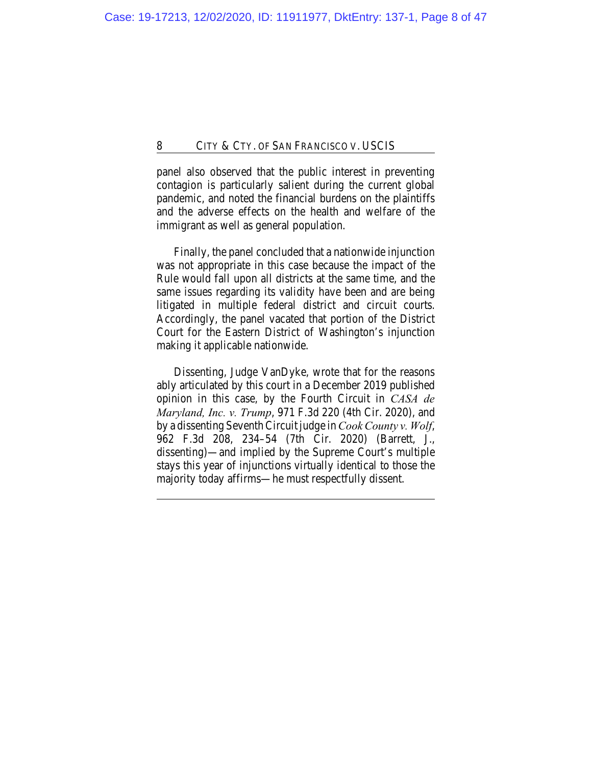panel also observed that the public interest in preventing contagion is particularly salient during the current global pandemic, and noted the financial burdens on the plaintiffs and the adverse effects on the health and welfare of the immigrant as well as general population.

Finally, the panel concluded that a nationwide injunction was not appropriate in this case because the impact of the Rule would fall upon all districts at the same time, and the same issues regarding its validity have been and are being litigated in multiple federal district and circuit courts. Accordingly, the panel vacated that portion of the District Court for the Eastern District of Washington's injunction making it applicable nationwide.

Dissenting, Judge VanDyke, wrote that for the reasons ably articulated by this court in a December 2019 published opinion in this case, by the Fourth Circuit in *CASA de Maryland, Inc. v. Trump*, 971 F.3d 220 (4th Cir. 2020), and by a dissenting Seventh Circuit judge in *Cook County v. Wolf*, 962 F.3d 208, 234–54 (7th Cir. 2020) (Barrett, J., dissenting)—and implied by the Supreme Court's multiple stays this year of injunctions virtually identical to those the majority today affirms—he must respectfully dissent.

---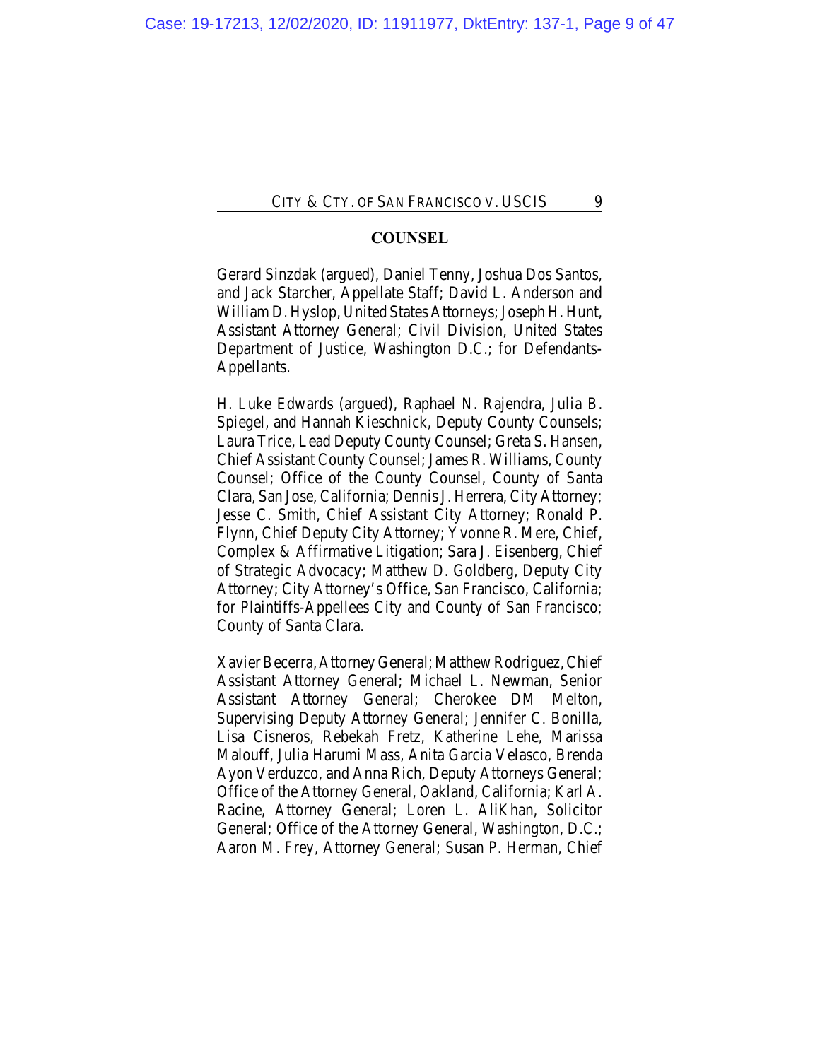## COUNSEL

Gerard Sinzdak (argued), Daniel Tenny, Joshua Dos Santos, and Jack Starcher, Appellate Staff; David L. Anderson and William D. Hyslop, United States Attorneys; Joseph H. Hunt, Assistant Attorney General; Civil Division, United States Department of Justice, Washington D.C.; for Defendants-Appellants.

H. Luke Edwards (argued), Raphael N. Rajendra, Julia B. Spiegel, and Hannah Kieschnick, Deputy County Counsels; Laura Trice, Lead Deputy County Counsel; Greta S. Hansen, Chief Assistant County Counsel; James R. Williams, County Counsel; Office of the County Counsel, County of Santa Clara, San Jose, California; Dennis J. Herrera, City Attorney; Jesse C. Smith, Chief Assistant City Attorney; Ronald P. Flynn, Chief Deputy City Attorney; Yvonne R. Mere, Chief, Complex & Affirmative Litigation; Sara J. Eisenberg, Chief of Strategic Advocacy; Matthew D. Goldberg, Deputy City Attorney; City Attorney's Office, San Francisco, California; for Plaintiffs-Appellees City and County of San Francisco; County of Santa Clara.

Xavier Becerra, Attorney General; Matthew Rodriguez, Chief Assistant Attorney General; Michael L. Newman, Senior Assistant Attorney General; Cherokee DM Melton, Supervising Deputy Attorney General; Jennifer C. Bonilla, Lisa Cisneros, Rebekah Fretz, Katherine Lehe, Marissa Malouff, Julia Harumi Mass, Anita Garcia Velasco, Brenda Ayon Verduzco, and Anna Rich, Deputy Attorneys General; Office of the Attorney General, Oakland, California; Karl A. Racine, Attorney General; Loren L. AliKhan, Solicitor General; Office of the Attorney General, Washington, D.C.; Aaron M. Frey, Attorney General; Susan P. Herman, Chief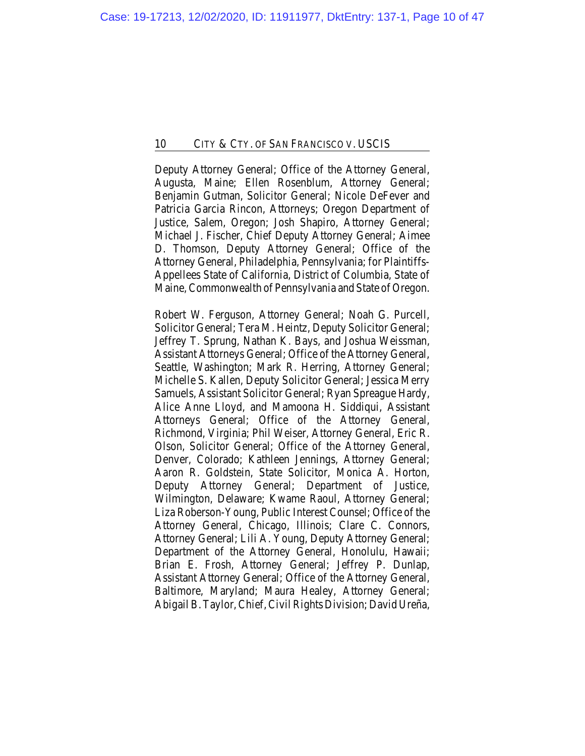Deputy Attorney General; Office of the Attorney General, Augusta, Maine; Ellen Rosenblum, Attorney General; Benjamin Gutman, Solicitor General; Nicole DeFever and Patricia Garcia Rincon, Attorneys; Oregon Department of Justice, Salem, Oregon; Josh Shapiro, Attorney General; Michael J. Fischer, Chief Deputy Attorney General; Aimee D. Thomson, Deputy Attorney General; Office of the Attorney General, Philadelphia, Pennsylvania; for Plaintiffs-Appellees State of California, District of Columbia, State of Maine, Commonwealth of Pennsylvania and State of Oregon.

Robert W. Ferguson, Attorney General; Noah G. Purcell, Solicitor General; Tera M. Heintz, Deputy Solicitor General; Jeffrey T. Sprung, Nathan K. Bays, and Joshua Weissman, Assistant Attorneys General; Office of the Attorney General, Seattle, Washington; Mark R. Herring, Attorney General; Michelle S. Kallen, Deputy Solicitor General; Jessica Merry Samuels, Assistant Solicitor General; Ryan Spreague Hardy, Alice Anne Lloyd, and Mamoona H. Siddiqui, Assistant Attorneys General; Office of the Attorney General, Richmond, Virginia; Phil Weiser, Attorney General, Eric R. Olson, Solicitor General; Office of the Attorney General, Denver, Colorado; Kathleen Jennings, Attorney General; Aaron R. Goldstein, State Solicitor, Monica A. Horton, Deputy Attorney General; Department of Justice, Wilmington, Delaware; Kwame Raoul, Attorney General; Liza Roberson-Young, Public Interest Counsel; Office of the Attorney General, Chicago, Illinois; Clare C. Connors, Attorney General; Lili A. Young, Deputy Attorney General; Department of the Attorney General, Honolulu, Hawaii; Brian E. Frosh, Attorney General; Jeffrey P. Dunlap, Assistant Attorney General; Office of the Attorney General, Baltimore, Maryland; Maura Healey, Attorney General; Abigail B. Taylor, Chief, Civil Rights Division; David Ureña,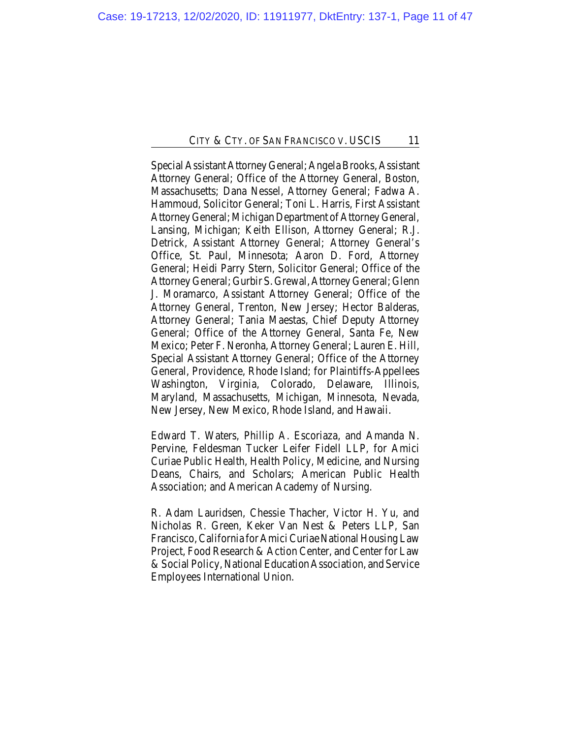Special Assistant Attorney General; Angela Brooks, Assistant Attorney General; Office of the Attorney General, Boston, Massachusetts; Dana Nessel, Attorney General; Fadwa A. Hammoud, Solicitor General; Toni L. Harris, First Assistant Attorney General; Michigan Department of Attorney General, Lansing, Michigan; Keith Ellison, Attorney General; R.J. Detrick, Assistant Attorney General; Attorney General's Office, St. Paul, Minnesota; Aaron D. Ford, Attorney General; Heidi Parry Stern, Solicitor General; Office of the Attorney General; Gurbir S. Grewal, Attorney General; Glenn J. Moramarco, Assistant Attorney General; Office of the Attorney General, Trenton, New Jersey; Hector Balderas, Attorney General; Tania Maestas, Chief Deputy Attorney General; Office of the Attorney General, Santa Fe, New Mexico; Peter F. Neronha, Attorney General; Lauren E. Hill, Special Assistant Attorney General; Office of the Attorney General, Providence, Rhode Island; for Plaintiffs-Appellees Washington, Virginia, Colorado, Delaware, Illinois, Maryland, Massachusetts, Michigan, Minnesota, Nevada, New Jersey, New Mexico, Rhode Island, and Hawaii.

Edward T. Waters, Phillip A. Escoriaza, and Amanda N. Pervine, Feldesman Tucker Leifer Fidell LLP, for Amici Curiae Public Health, Health Policy, Medicine, and Nursing Deans, Chairs, and Scholars; American Public Health Association; and American Academy of Nursing.

R. Adam Lauridsen, Chessie Thacher, Victor H. Yu, and Nicholas R. Green, Keker Van Nest & Peters LLP, San Francisco, California for Amici Curiae National Housing Law Project, Food Research & Action Center, and Center for Law & Social Policy, National Education Association, and Service Employees International Union.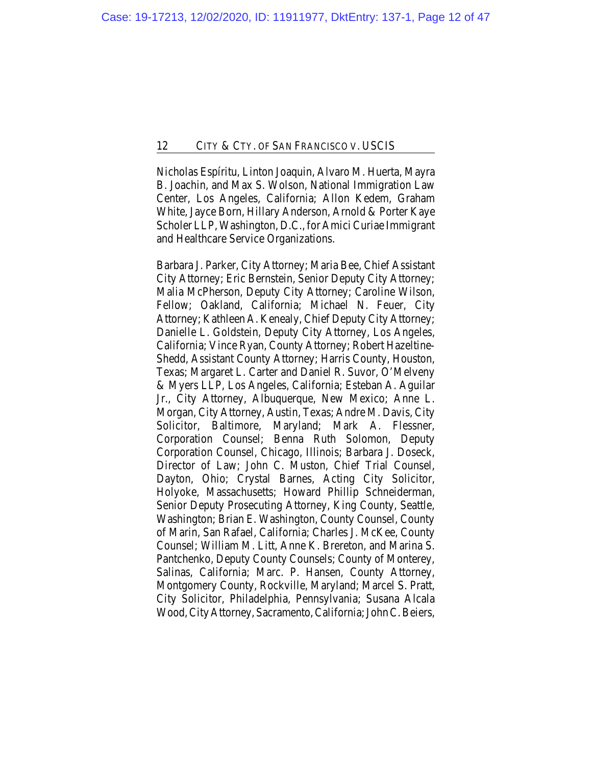Nicholas Espíritu, Linton Joaquin, Alvaro M. Huerta, Mayra B. Joachin, and Max S. Wolson, National Immigration Law Center, Los Angeles, California; Allon Kedem, Graham White, Jayce Born, Hillary Anderson, Arnold & Porter Kaye Scholer LLP, Washington, D.C., for Amici Curiae Immigrant and Healthcare Service Organizations.

Barbara J. Parker, City Attorney; Maria Bee, Chief Assistant City Attorney; Eric Bernstein, Senior Deputy City Attorney; Malia McPherson, Deputy City Attorney; Caroline Wilson, Fellow; Oakland, California; Michael N. Feuer, City Attorney; Kathleen A. Kenealy, Chief Deputy City Attorney; Danielle L. Goldstein, Deputy City Attorney, Los Angeles, California; Vince Ryan, County Attorney; Robert Hazeltine-Shedd, Assistant County Attorney; Harris County, Houston, Texas; Margaret L. Carter and Daniel R. Suvor, O'Melveny & Myers LLP, Los Angeles, California; Esteban A. Aguilar Jr., City Attorney, Albuquerque, New Mexico; Anne L. Morgan, City Attorney, Austin, Texas; Andre M. Davis, City Solicitor, Baltimore, Maryland; Mark A. Flessner, Corporation Counsel; Benna Ruth Solomon, Deputy Corporation Counsel, Chicago, Illinois; Barbara J. Doseck, Director of Law; John C. Muston, Chief Trial Counsel, Dayton, Ohio; Crystal Barnes, Acting City Solicitor, Holyoke, Massachusetts; Howard Phillip Schneiderman, Senior Deputy Prosecuting Attorney, King County, Seattle, Washington; Brian E. Washington, County Counsel, County of Marin, San Rafael, California; Charles J. McKee, County Counsel; William M. Litt, Anne K. Brereton, and Marina S. Pantchenko, Deputy County Counsels; County of Monterey, Salinas, California; Marc. P. Hansen, County Attorney, Montgomery County, Rockville, Maryland; Marcel S. Pratt, City Solicitor, Philadelphia, Pennsylvania; Susana Alcala Wood, City Attorney, Sacramento, California; John C. Beiers,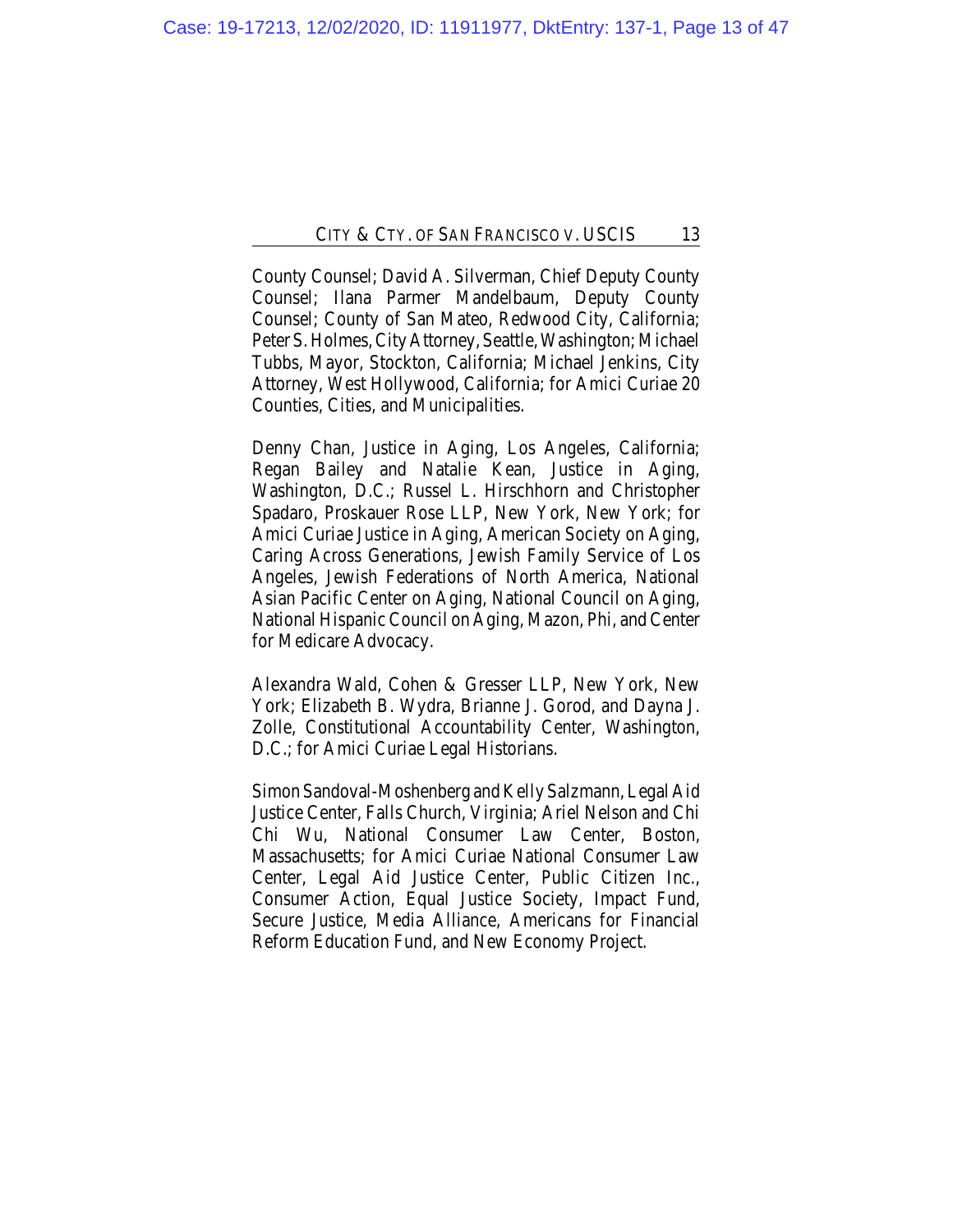County Counsel; David A. Silverman, Chief Deputy County Counsel; Ilana Parmer Mandelbaum, Deputy County Counsel; County of San Mateo, Redwood City, California; Peter S. Holmes, City Attorney, Seattle, Washington; Michael Tubbs, Mayor, Stockton, California; Michael Jenkins, City Attorney, West Hollywood, California; for Amici Curiae 20 Counties, Cities, and Municipalities.

Denny Chan, Justice in Aging, Los Angeles, California; Regan Bailey and Natalie Kean, Justice in Aging, Washington, D.C.; Russel L. Hirschhorn and Christopher Spadaro, Proskauer Rose LLP, New York, New York; for Amici Curiae Justice in Aging, American Society on Aging, Caring Across Generations, Jewish Family Service of Los Angeles, Jewish Federations of North America, National Asian Pacific Center on Aging, National Council on Aging, National Hispanic Council on Aging, Mazon, Phi, and Center for Medicare Advocacy.

Alexandra Wald, Cohen & Gresser LLP, New York, New York; Elizabeth B. Wydra, Brianne J. Gorod, and Dayna J. Zolle, Constitutional Accountability Center, Washington, D.C.; for Amici Curiae Legal Historians.

Simon Sandoval-Moshenberg and Kelly Salzmann, Legal Aid Justice Center, Falls Church, Virginia; Ariel Nelson and Chi Chi Wu, National Consumer Law Center, Boston, Massachusetts; for Amici Curiae National Consumer Law Center, Legal Aid Justice Center, Public Citizen Inc., Consumer Action, Equal Justice Society, Impact Fund, Secure Justice, Media Alliance, Americans for Financial Reform Education Fund, and New Economy Project.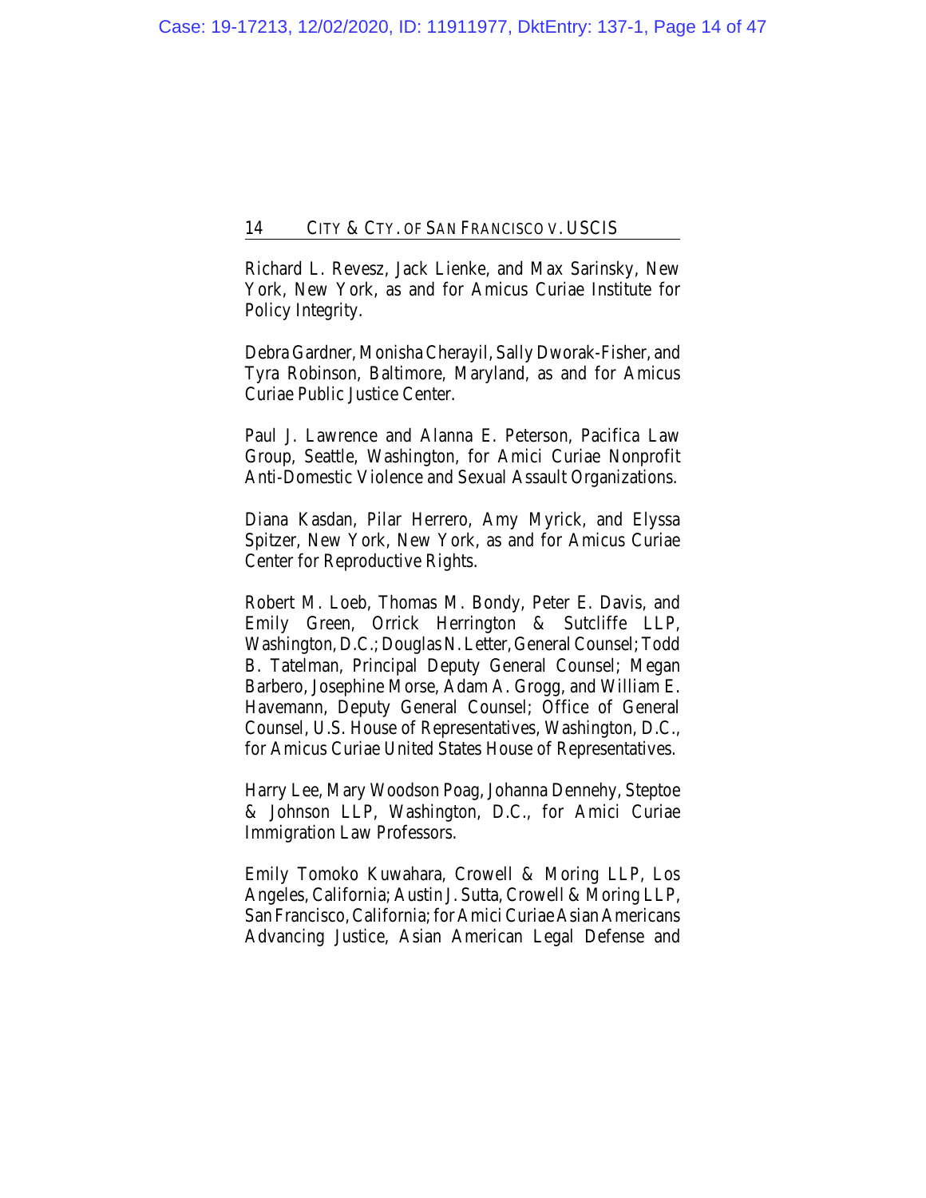Richard L. Revesz, Jack Lienke, and Max Sarinsky, New York, New York, as and for Amicus Curiae Institute for Policy Integrity.

Debra Gardner, Monisha Cherayil, Sally Dworak-Fisher, and Tyra Robinson, Baltimore, Maryland, as and for Amicus Curiae Public Justice Center.

Paul J. Lawrence and Alanna E. Peterson, Pacifica Law Group, Seattle, Washington, for Amici Curiae Nonprofit Anti-Domestic Violence and Sexual Assault Organizations.

Diana Kasdan, Pilar Herrero, Amy Myrick, and Elyssa Spitzer, New York, New York, as and for Amicus Curiae Center for Reproductive Rights.

Robert M. Loeb, Thomas M. Bondy, Peter E. Davis, and Emily Green, Orrick Herrington & Sutcliffe LLP, Washington, D.C.; Douglas N. Letter, General Counsel; Todd B. Tatelman, Principal Deputy General Counsel; Megan Barbero, Josephine Morse, Adam A. Grogg, and William E. Havemann, Deputy General Counsel; Office of General Counsel, U.S. House of Representatives, Washington, D.C., for Amicus Curiae United States House of Representatives.

Harry Lee, Mary Woodson Poag, Johanna Dennehy, Steptoe & Johnson LLP, Washington, D.C., for Amici Curiae Immigration Law Professors.

Emily Tomoko Kuwahara, Crowell & Moring LLP, Los Angeles, California; Austin J. Sutta, Crowell & Moring LLP, San Francisco, California; for Amici Curiae Asian Americans Advancing Justice, Asian American Legal Defense and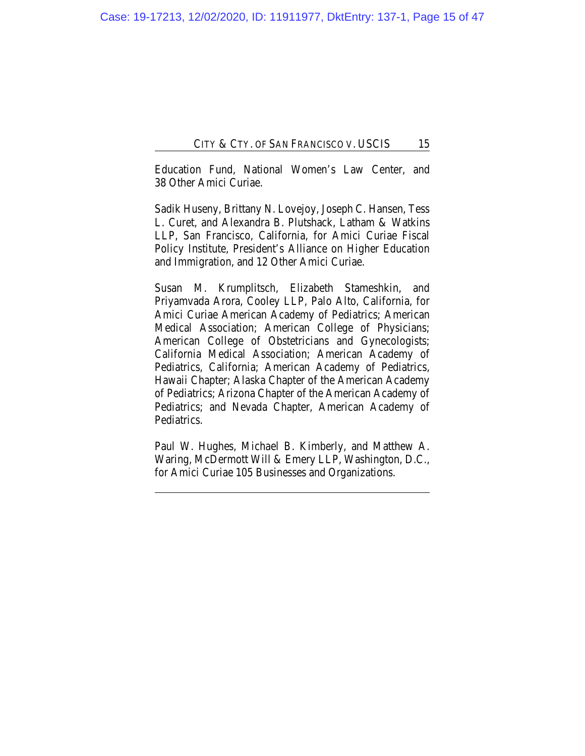Education Fund, National Women's Law Center, and 38 Other Amici Curiae.

Sadik Huseny, Brittany N. Lovejoy, Joseph C. Hansen, Tess L. Curet, and Alexandra B. Plutshack, Latham & Watkins LLP, San Francisco, California, for Amici Curiae Fiscal Policy Institute, President's Alliance on Higher Education and Immigration, and 12 Other Amici Curiae.

Susan M. Krumplitsch, Elizabeth Stameshkin, and Priyamvada Arora, Cooley LLP, Palo Alto, California, for Amici Curiae American Academy of Pediatrics; American Medical Association; American College of Physicians; American College of Obstetricians and Gynecologists; California Medical Association; American Academy of Pediatrics, California; American Academy of Pediatrics, Hawaii Chapter; Alaska Chapter of the American Academy of Pediatrics; Arizona Chapter of the American Academy of Pediatrics; and Nevada Chapter, American Academy of Pediatrics.

Paul W. Hughes, Michael B. Kimberly, and Matthew A. Waring, McDermott Will & Emery LLP, Washington, D.C., for Amici Curiae 105 Businesses and Organizations.

---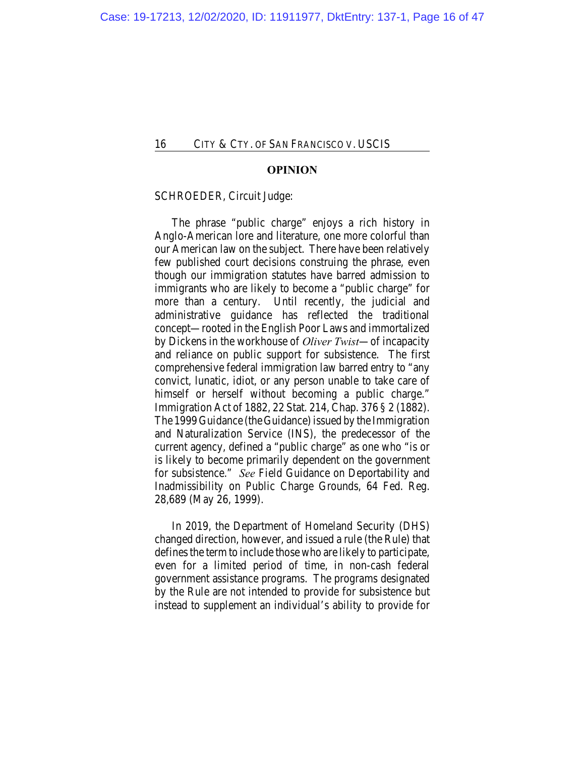## OPINION

SCHROEDER, Circuit Judge:

The phrase "public charge" enjoys a rich history in Anglo-American lore and literature, one more colorful than our American law on the subject. There have been relatively few published court decisions construing the phrase, even though our immigration statutes have barred admission to immigrants who are likely to become a "public charge" for more than a century. Until recently, the judicial and administrative guidance has reflected the traditional concept—rooted in the English Poor Laws and immortalized by Dickens in the workhouse of *Oliver Twist*—of incapacity and reliance on public support for subsistence. The first comprehensive federal immigration law barred entry to "any convict, lunatic, idiot, or any person unable to take care of himself or herself without becoming a public charge." Immigration Act of 1882, 22 Stat. 214, Chap. 376 § 2 (1882). The 1999 Guidance (the Guidance) issued by the Immigration and Naturalization Service (INS), the predecessor of the current agency, defined a "public charge" as one who "is or is likely to become primarily dependent on the government for subsistence." *See* Field Guidance on Deportability and Inadmissibility on Public Charge Grounds, 64 Fed. Reg. 28,689 (May 26, 1999).

In 2019, the Department of Homeland Security (DHS) changed direction, however, and issued a rule (the Rule) that defines the term to include those who are likely to participate, even for a limited period of time, in non-cash federal government assistance programs. The programs designated by the Rule are not intended to provide for subsistence but instead to supplement an individual's ability to provide for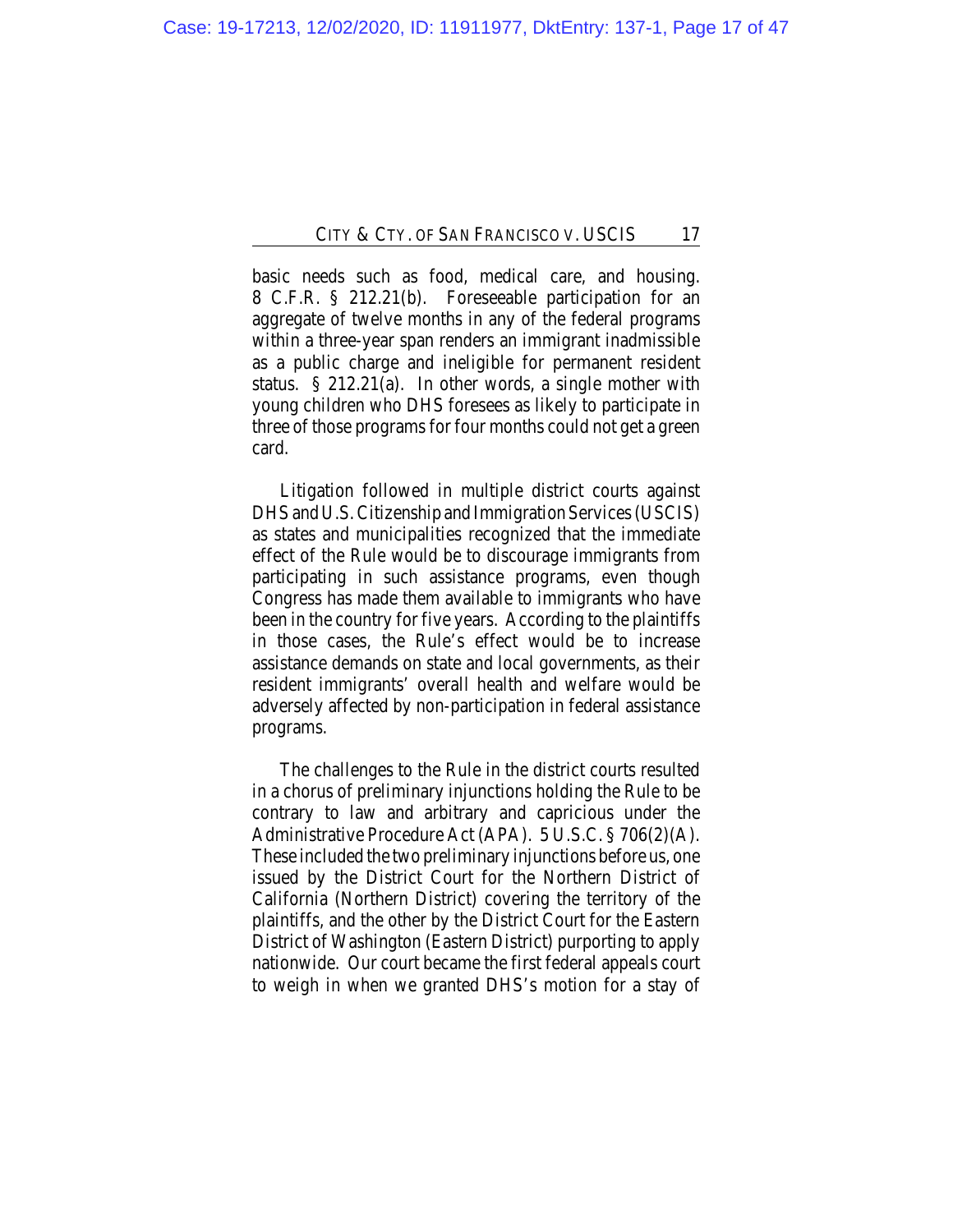basic needs such as food, medical care, and housing. 8 C.F.R. § 212.21(b). Foreseeable participation for an aggregate of twelve months in any of the federal programs within a three-year span renders an immigrant inadmissible as a public charge and ineligible for permanent resident status. § 212.21(a). In other words, a single mother with young children who DHS foresees as likely to participate in three of those programs for four months could not get a green card.

Litigation followed in multiple district courts against DHS and U.S. Citizenship and Immigration Services (USCIS) as states and municipalities recognized that the immediate effect of the Rule would be to discourage immigrants from participating in such assistance programs, even though Congress has made them available to immigrants who have been in the country for five years. According to the plaintiffs in those cases, the Rule's effect would be to increase assistance demands on state and local governments, as their resident immigrants' overall health and welfare would be adversely affected by non-participation in federal assistance programs.

The challenges to the Rule in the district courts resulted in a chorus of preliminary injunctions holding the Rule to be contrary to law and arbitrary and capricious under the Administrative Procedure Act (APA). 5 U.S.C. § 706(2)(A). These included the two preliminary injunctions before us, one issued by the District Court for the Northern District of California (Northern District) covering the territory of the plaintiffs, and the other by the District Court for the Eastern District of Washington (Eastern District) purporting to apply nationwide. Our court became the first federal appeals court to weigh in when we granted DHS's motion for a stay of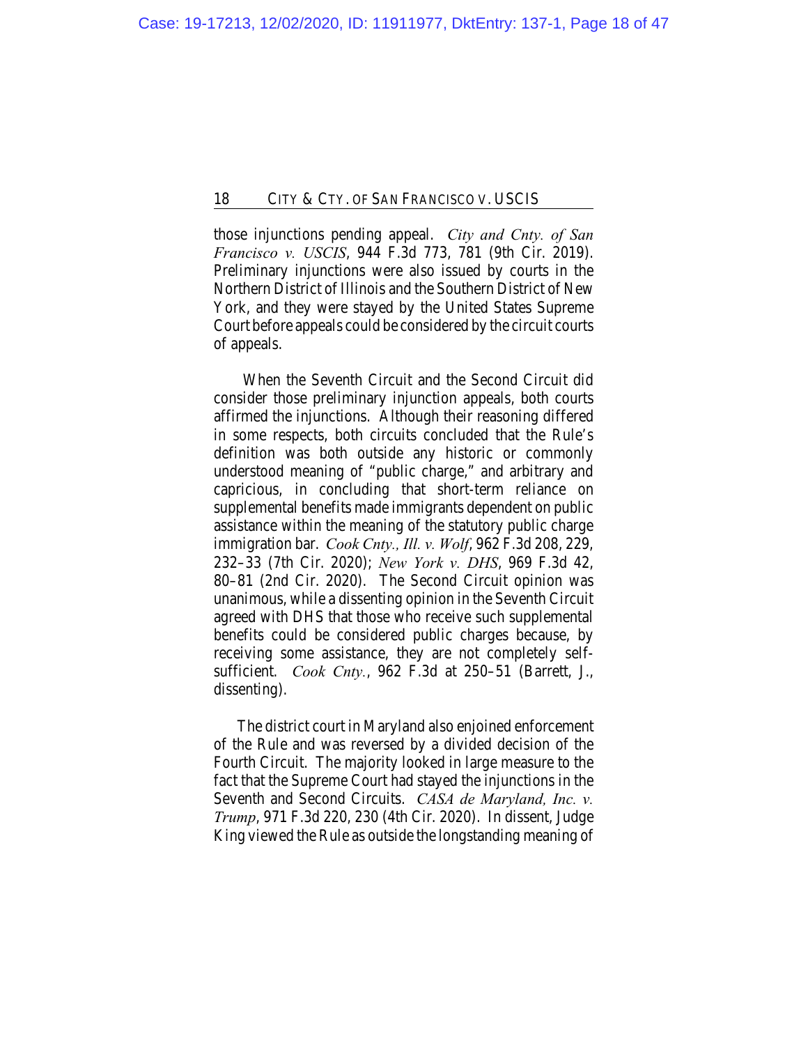those injunctions pending appeal. *City and Cnty. of San Francisco v. USCIS*, 944 F.3d 773, 781 (9th Cir. 2019). Preliminary injunctions were also issued by courts in the Northern District of Illinois and the Southern District of New York, and they were stayed by the United States Supreme Court before appeals could be considered by the circuit courts of appeals.

When the Seventh Circuit and the Second Circuit did consider those preliminary injunction appeals, both courts affirmed the injunctions. Although their reasoning differed in some respects, both circuits concluded that the Rule's definition was both outside any historic or commonly understood meaning of "public charge," and arbitrary and capricious, in concluding that short-term reliance on supplemental benefits made immigrants dependent on public assistance within the meaning of the statutory public charge immigration bar. *Cook Cnty., Ill. v. Wolf*, 962 F.3d 208, 229, 232–33 (7th Cir. 2020); *New York v. DHS*, 969 F.3d 42, 80–81 (2nd Cir. 2020). The Second Circuit opinion was unanimous, while a dissenting opinion in the Seventh Circuit agreed with DHS that those who receive such supplemental benefits could be considered public charges because, by receiving some assistance, they are not completely self-sufficient. *Cook Cnty.*, 962 F.3d at 250–51 (Barrett, J., dissenting).

The district court in Maryland also enjoined enforcement of the Rule and was reversed by a divided decision of the Fourth Circuit. The majority looked in large measure to the fact that the Supreme Court had stayed the injunctions in the Seventh and Second Circuits. *CASA de Maryland, Inc. v. Trump*, 971 F.3d 220, 230 (4th Cir. 2020). In dissent, Judge King viewed the Rule as outside the longstanding meaning of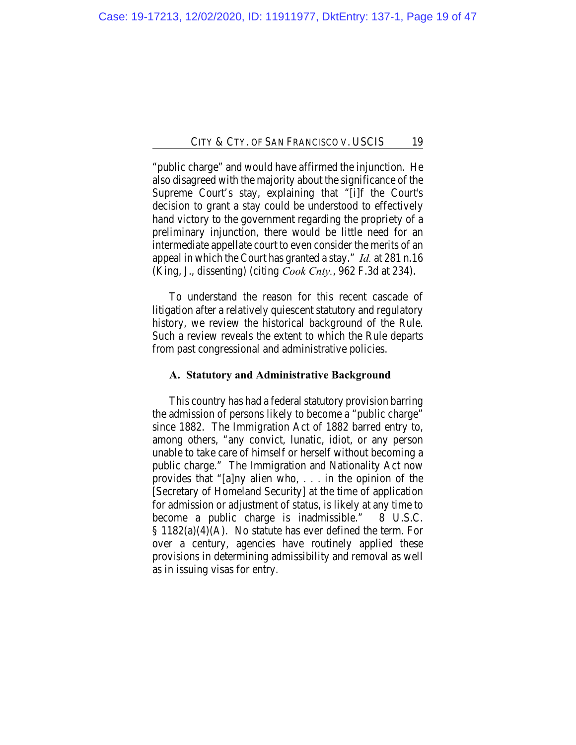"public charge" and would have affirmed the injunction. He also disagreed with the majority about the significance of the Supreme Court's stay, explaining that "[i]f the Court's decision to grant a stay could be understood to effectively hand victory to the government regarding the propriety of a preliminary injunction, there would be little need for an intermediate appellate court to even consider the merits of an appeal in which the Court has granted a stay." *Id.* at 281 n.16 (King, J., dissenting) (citing *Cook Cnty.*, 962 F.3d at 234).

To understand the reason for this recent cascade of litigation after a relatively quiescent statutory and regulatory history, we review the historical background of the Rule. Such a review reveals the extent to which the Rule departs from past congressional and administrative policies.

### A. Statutory and Administrative Background

This country has had a federal statutory provision barring the admission of persons likely to become a "public charge" since 1882. The Immigration Act of 1882 barred entry to, among others, "any convict, lunatic, idiot, or any person unable to take care of himself or herself without becoming a public charge." The Immigration and Nationality Act now provides that "[a]ny alien who, . . . in the opinion of the [Secretary of Homeland Security] at the time of application for admission or adjustment of status, is likely at any time to become a public charge is inadmissible." 8 U.S.C. § 1182(a)(4)(A). No statute has ever defined the term. For over a century, agencies have routinely applied these provisions in determining admissibility and removal as well as in issuing visas for entry.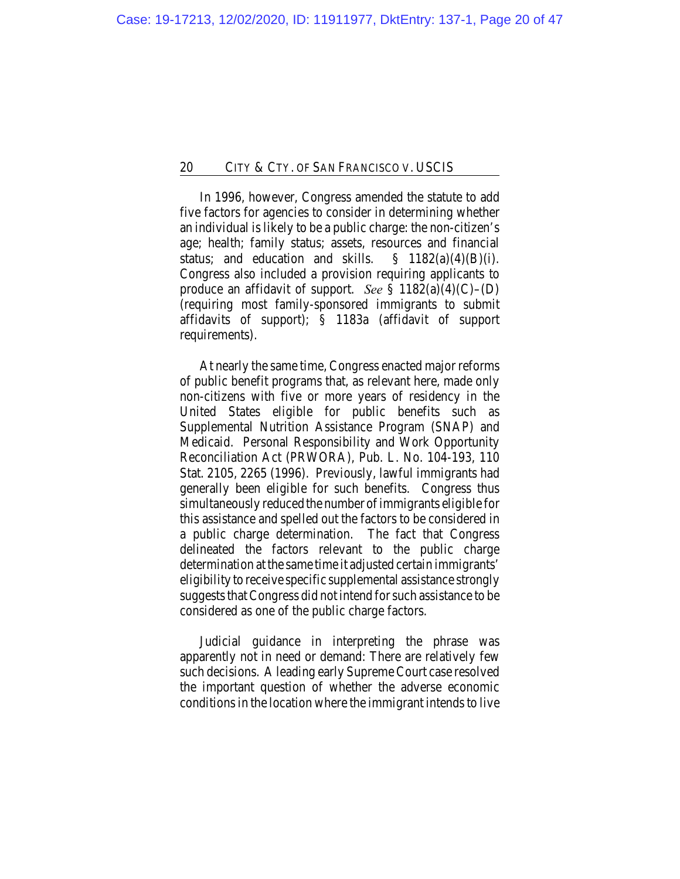In 1996, however, Congress amended the statute to add five factors for agencies to consider in determining whether an individual is likely to be a public charge: the non-citizen's age; health; family status; assets, resources and financial status; and education and skills. § 1182(a)(4)(B)(i). Congress also included a provision requiring applicants to produce an affidavit of support. *See* § 1182(a)(4)(C)–(D) (requiring most family-sponsored immigrants to submit affidavits of support); § 1183a (affidavit of support requirements).

At nearly the same time, Congress enacted major reforms of public benefit programs that, as relevant here, made only non-citizens with five or more years of residency in the United States eligible for public benefits such as Supplemental Nutrition Assistance Program (SNAP) and Medicaid. Personal Responsibility and Work Opportunity Reconciliation Act (PRWORA), Pub. L. No. 104-193, 110 Stat. 2105, 2265 (1996). Previously, lawful immigrants had generally been eligible for such benefits. Congress thus simultaneously reduced the number of immigrants eligible for this assistance and spelled out the factors to be considered in a public charge determination. The fact that Congress delineated the factors relevant to the public charge determination at the same time it adjusted certain immigrants' eligibility to receive specific supplemental assistance strongly suggests that Congress did not intend for such assistance to be considered as one of the public charge factors.

Judicial guidance in interpreting the phrase was apparently not in need or demand: There are relatively few such decisions. A leading early Supreme Court case resolved the important question of whether the adverse economic conditions in the location where the immigrant intends to live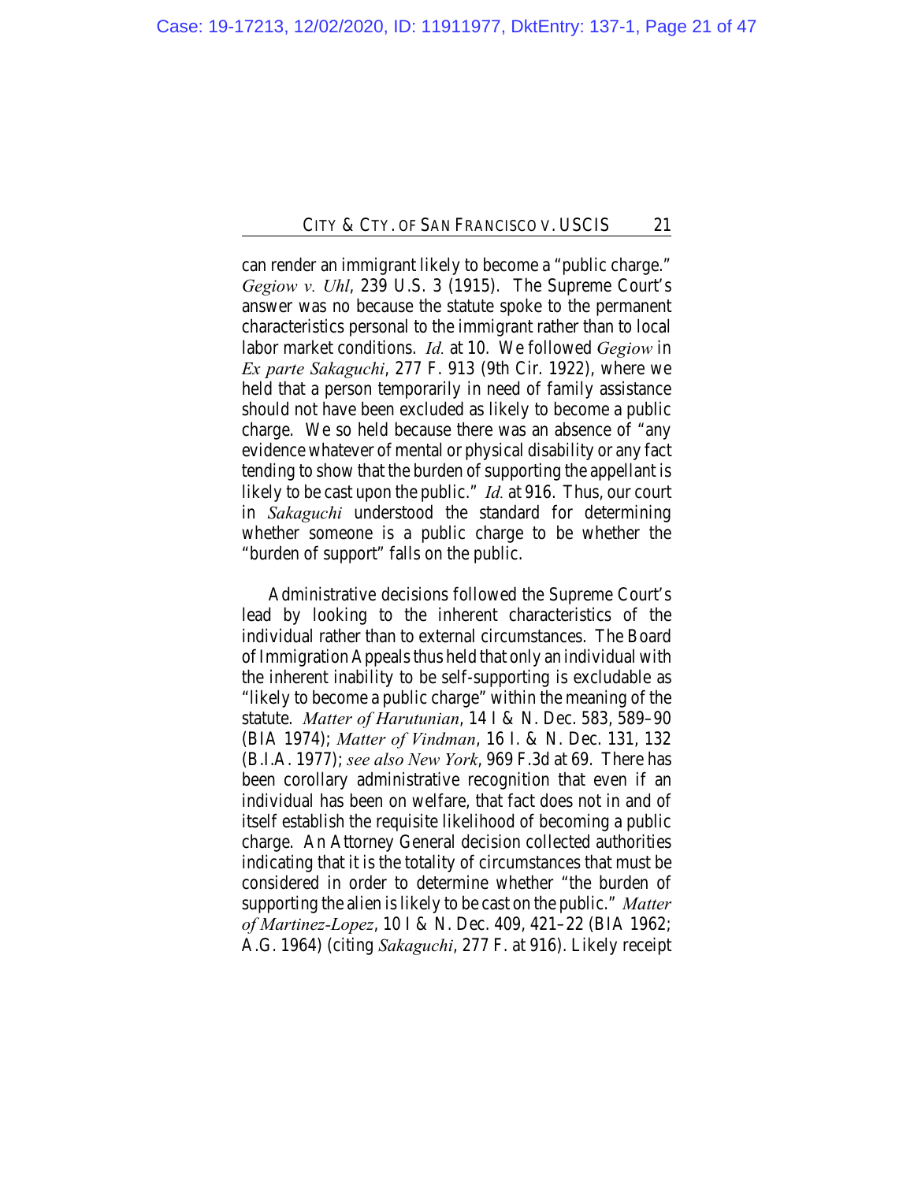can render an immigrant likely to become a "public charge." *Gegiow v. Uhl*, 239 U.S. 3 (1915). The Supreme Court's answer was no because the statute spoke to the permanent characteristics personal to the immigrant rather than to local labor market conditions. *Id.* at 10. We followed *Gegiow* in *Ex parte Sakaguchi*, 277 F. 913 (9th Cir. 1922), where we held that a person temporarily in need of family assistance should not have been excluded as likely to become a public charge. We so held because there was an absence of "any evidence whatever of mental or physical disability or any fact tending to show that the burden of supporting the appellant is likely to be cast upon the public." *Id.* at 916. Thus, our court in *Sakaguchi* understood the standard for determining whether someone is a public charge to be whether the "burden of support" falls on the public.

Administrative decisions followed the Supreme Court's lead by looking to the inherent characteristics of the individual rather than to external circumstances. The Board of Immigration Appeals thus held that only an individual with the inherent inability to be self-supporting is excludable as "likely to become a public charge" within the meaning of the statute. *Matter of Harutunian*, 14 I & N. Dec. 583, 589–90 (BIA 1974); *Matter of Vindman*, 16 I. & N. Dec. 131, 132 (B.I.A. 1977); *see also New York*, 969 F.3d at 69. There has been corollary administrative recognition that even if an individual has been on welfare, that fact does not in and of itself establish the requisite likelihood of becoming a public charge. An Attorney General decision collected authorities indicating that it is the totality of circumstances that must be considered in order to determine whether "the burden of supporting the alien is likely to be cast on the public." *Matter of Martinez-Lopez*, 10 I & N. Dec. 409, 421–22 (BIA 1962; A.G. 1964) (citing *Sakaguchi*, 277 F. at 916). Likely receipt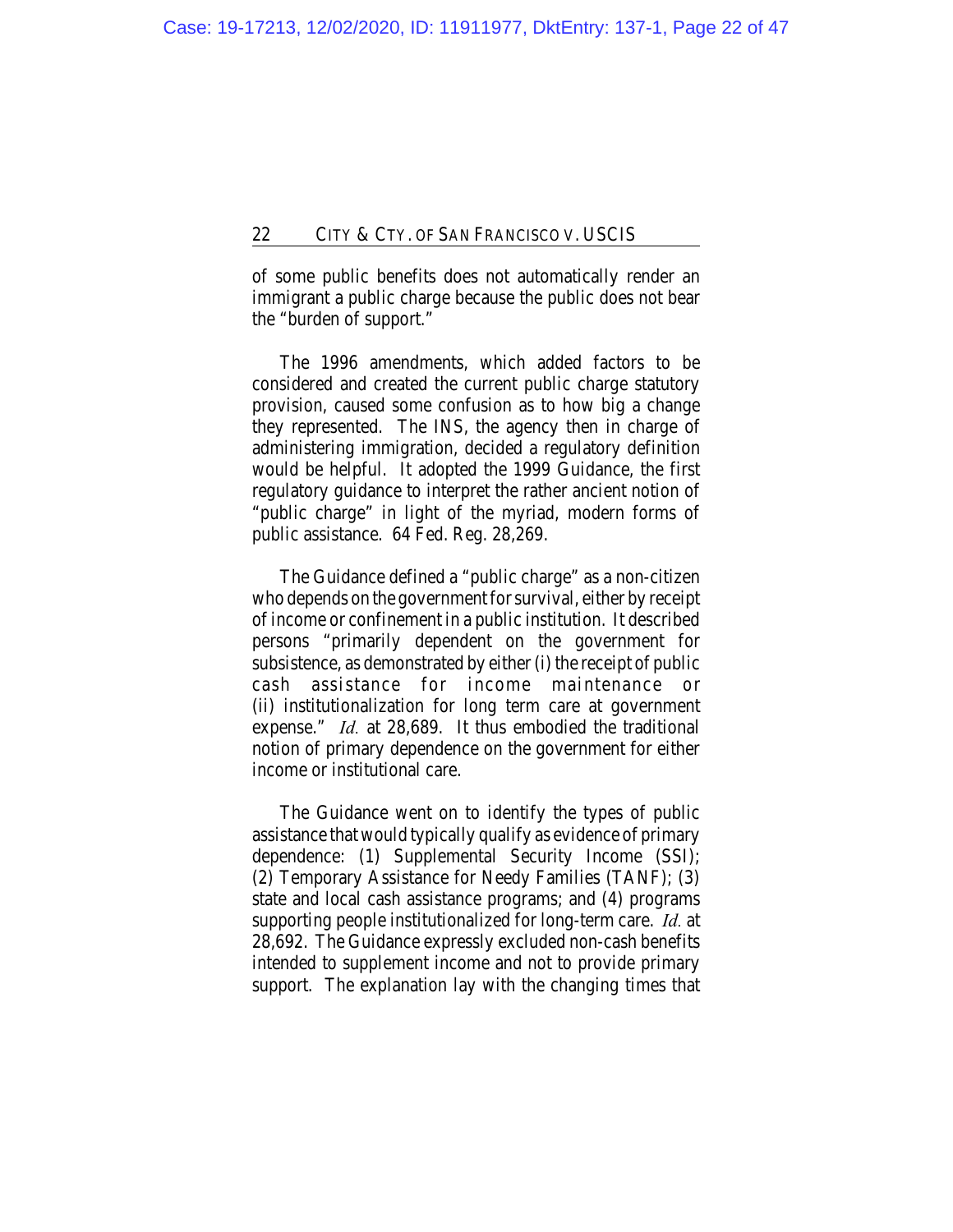of some public benefits does not automatically render an immigrant a public charge because the public does not bear the "burden of support."

The 1996 amendments, which added factors to be considered and created the current public charge statutory provision, caused some confusion as to how big a change they represented. The INS, the agency then in charge of administering immigration, decided a regulatory definition would be helpful. It adopted the 1999 Guidance, the first regulatory guidance to interpret the rather ancient notion of "public charge" in light of the myriad, modern forms of public assistance. 64 Fed. Reg. 28,269.

The Guidance defined a "public charge" as a non-citizen who depends on the government for survival, either by receipt of income or confinement in a public institution. It described persons "primarily dependent on the government for subsistence, as demonstrated by either (i) the receipt of public cash assistance for income maintenance or (ii) institutionalization for long term care at government expense." *Id.* at 28,689. It thus embodied the traditional notion of primary dependence on the government for either income or institutional care.

The Guidance went on to identify the types of public assistance that would typically qualify as evidence of primary dependence: (1) Supplemental Security Income (SSI); (2) Temporary Assistance for Needy Families (TANF); (3) state and local cash assistance programs; and (4) programs supporting people institutionalized for long-term care. *Id.* at 28,692. The Guidance expressly excluded non-cash benefits intended to supplement income and not to provide primary support. The explanation lay with the changing times that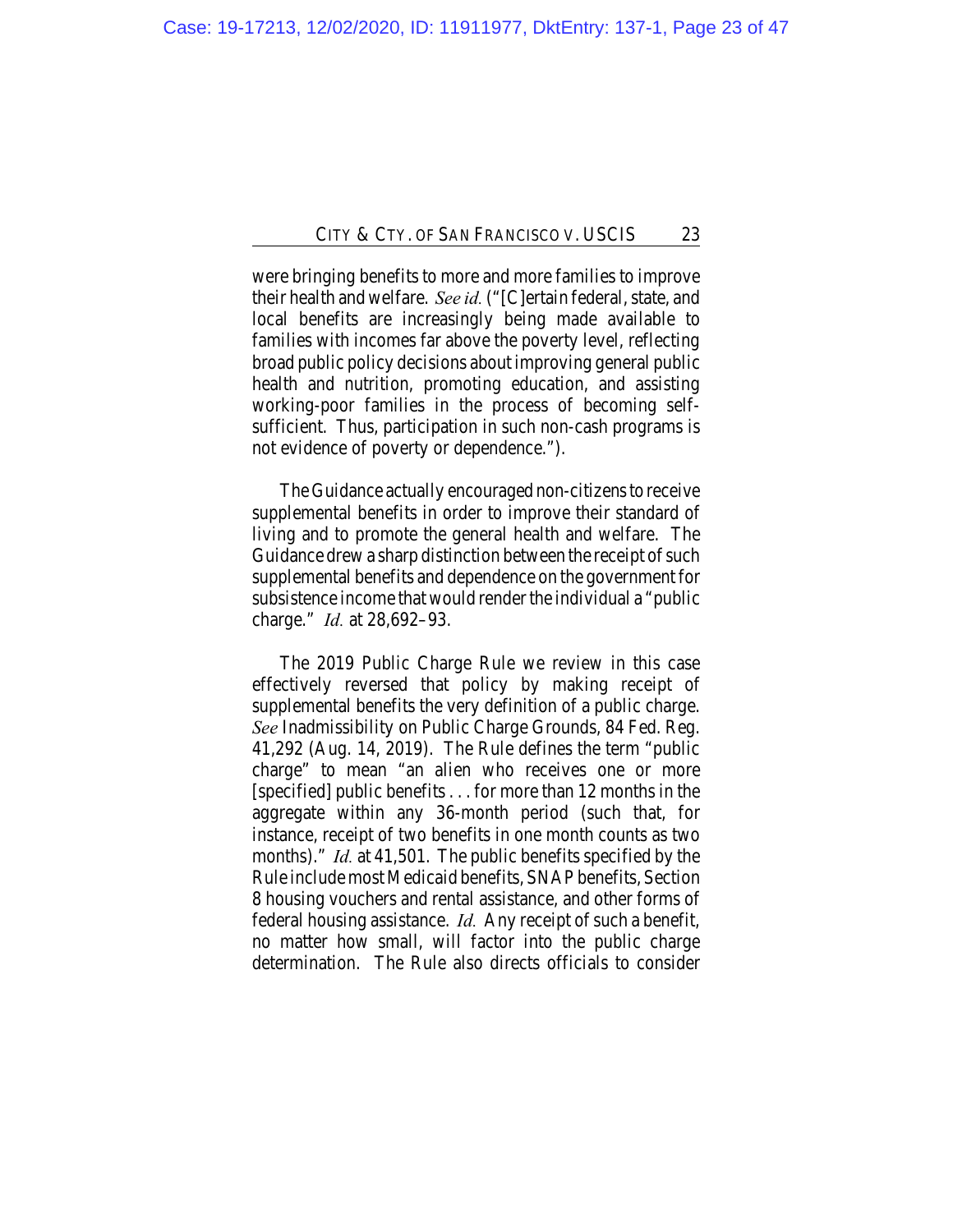were bringing benefits to more and more families to improve their health and welfare. *See id.* ("[C]ertain federal, state, and local benefits are increasingly being made available to families with incomes far above the poverty level, reflecting broad public policy decisions about improving general public health and nutrition, promoting education, and assisting working-poor families in the process of becoming self-sufficient. Thus, participation in such non-cash programs is not evidence of poverty or dependence.").

The Guidance actually encouraged non-citizens to receive supplemental benefits in order to improve their standard of living and to promote the general health and welfare. The Guidance drew a sharp distinction between the receipt of such supplemental benefits and dependence on the government for subsistence income that would render the individual a "public charge." *Id.* at 28,692–93.

The 2019 Public Charge Rule we review in this case effectively reversed that policy by making receipt of supplemental benefits the very definition of a public charge. *See* Inadmissibility on Public Charge Grounds, 84 Fed. Reg. 41,292 (Aug. 14, 2019). The Rule defines the term "public charge" to mean "an alien who receives one or more [specified] public benefits . . . for more than 12 months in the aggregate within any 36-month period (such that, for instance, receipt of two benefits in one month counts as two months)." *Id.* at 41,501. The public benefits specified by the Rule include most Medicaid benefits, SNAP benefits, Section 8 housing vouchers and rental assistance, and other forms of federal housing assistance. *Id.* Any receipt of such a benefit, no matter how small, will factor into the public charge determination. The Rule also directs officials to consider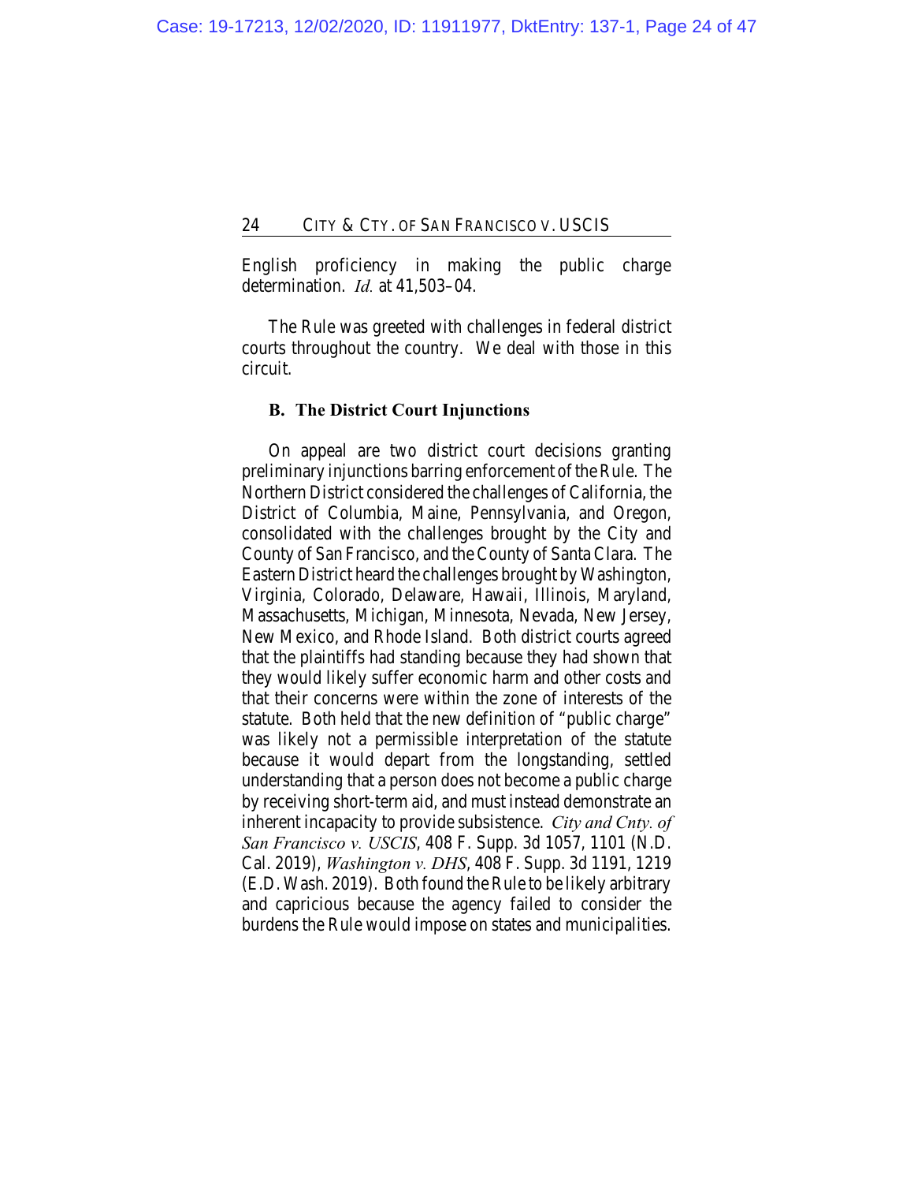English proficiency in making the public charge determination. *Id.* at 41,503–04.

The Rule was greeted with challenges in federal district courts throughout the country. We deal with those in this circuit.

### B. The District Court Injunctions

On appeal are two district court decisions granting preliminary injunctions barring enforcement of the Rule. The Northern District considered the challenges of California, the District of Columbia, Maine, Pennsylvania, and Oregon, consolidated with the challenges brought by the City and County of San Francisco, and the County of Santa Clara. The Eastern District heard the challenges brought by Washington, Virginia, Colorado, Delaware, Hawaii, Illinois, Maryland, Massachusetts, Michigan, Minnesota, Nevada, New Jersey, New Mexico, and Rhode Island. Both district courts agreed that the plaintiffs had standing because they had shown that they would likely suffer economic harm and other costs and that their concerns were within the zone of interests of the statute. Both held that the new definition of "public charge" was likely not a permissible interpretation of the statute because it would depart from the longstanding, settled understanding that a person does not become a public charge by receiving short-term aid, and must instead demonstrate an inherent incapacity to provide subsistence. *City and Cnty. of San Francisco v. USCIS*, 408 F. Supp. 3d 1057, 1101 (N.D. Cal. 2019), *Washington v. DHS*, 408 F. Supp. 3d 1191, 1219 (E.D. Wash. 2019). Both found the Rule to be likely arbitrary and capricious because the agency failed to consider the burdens the Rule would impose on states and municipalities.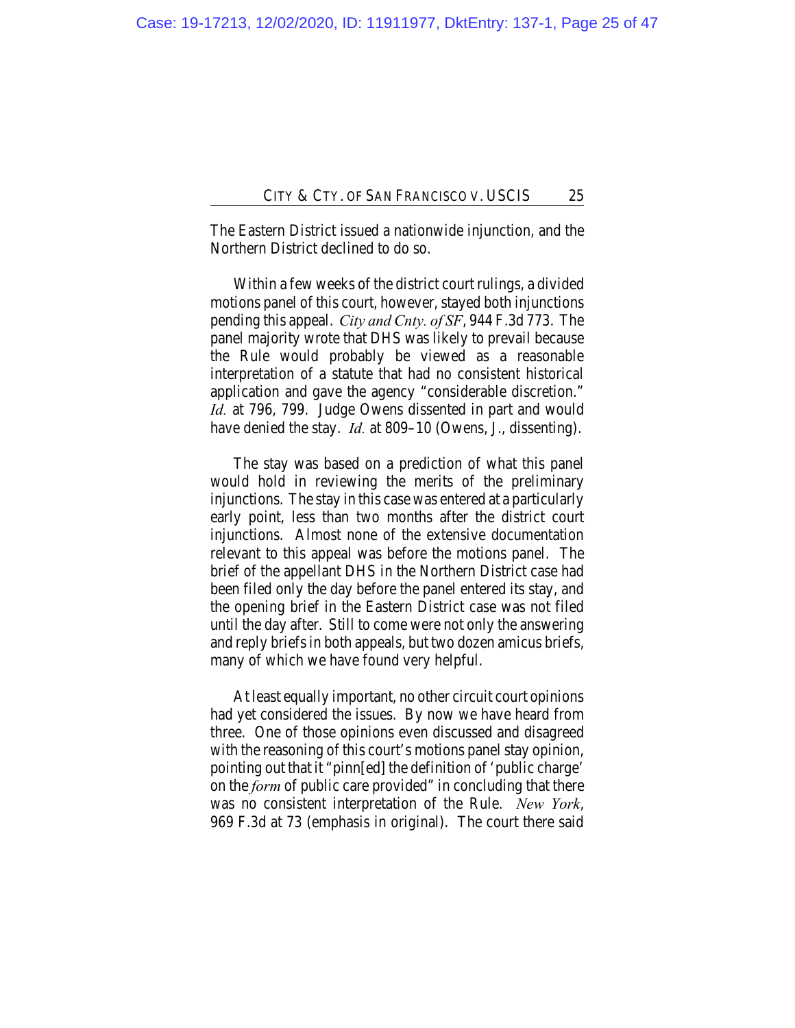The Eastern District issued a nationwide injunction, and the Northern District declined to do so.

Within a few weeks of the district court rulings, a divided motions panel of this court, however, stayed both injunctions pending this appeal. *City and Cnty. of SF*, 944 F.3d 773. The panel majority wrote that DHS was likely to prevail because the Rule would probably be viewed as a reasonable interpretation of a statute that had no consistent historical application and gave the agency "considerable discretion." *Id.* at 796, 799. Judge Owens dissented in part and would have denied the stay. *Id.* at 809–10 (Owens, J., dissenting).

The stay was based on a prediction of what this panel would hold in reviewing the merits of the preliminary injunctions. The stay in this case was entered at a particularly early point, less than two months after the district court injunctions. Almost none of the extensive documentation relevant to this appeal was before the motions panel. The brief of the appellant DHS in the Northern District case had been filed only the day before the panel entered its stay, and the opening brief in the Eastern District case was not filed until the day after. Still to come were not only the answering and reply briefs in both appeals, but two dozen amicus briefs, many of which we have found very helpful.

At least equally important, no other circuit court opinions had yet considered the issues. By now we have heard from three. One of those opinions even discussed and disagreed with the reasoning of this court's motions panel stay opinion, pointing out that it "pinn[ed] the definition of 'public charge' on the *form* of public care provided" in concluding that there was no consistent interpretation of the Rule. *New York*, 969 F.3d at 73 (emphasis in original). The court there said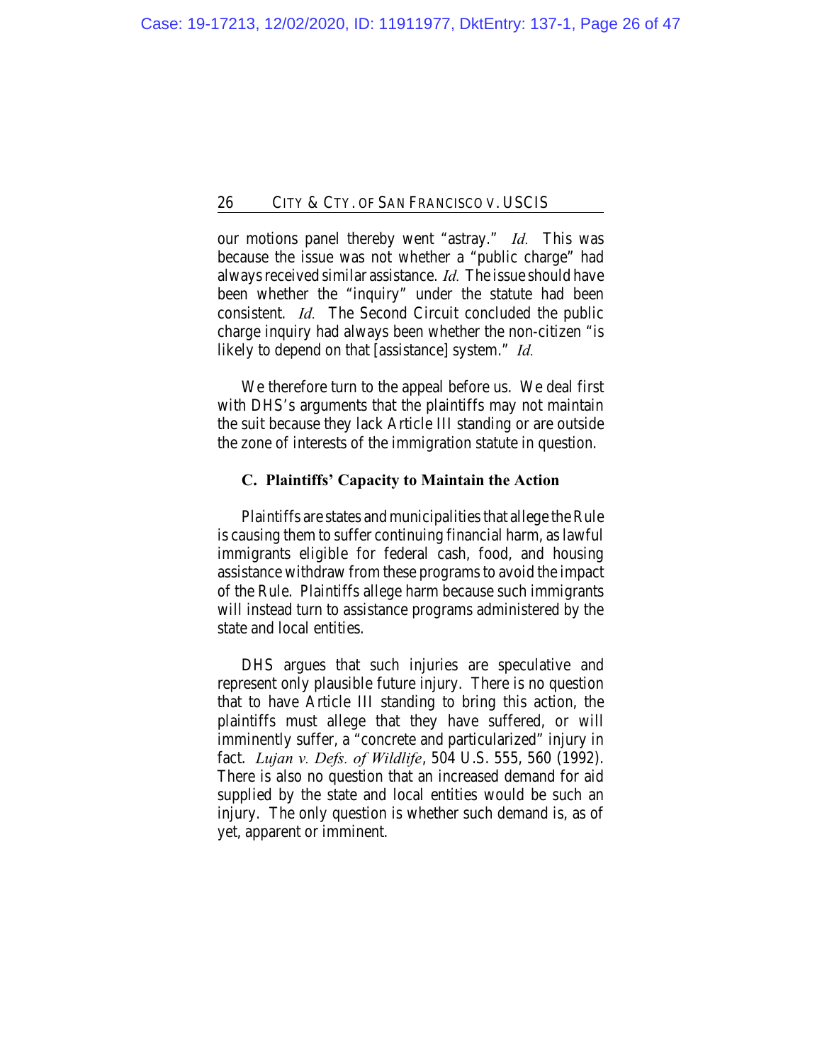our motions panel thereby went "astray." *Id.* This was because the issue was not whether a "public charge" had always received similar assistance. *Id.* The issue should have been whether the "inquiry" under the statute had been consistent. *Id.* The Second Circuit concluded the public charge inquiry had always been whether the non-citizen "is likely to depend on that [assistance] system." *Id.*

We therefore turn to the appeal before us. We deal first with DHS's arguments that the plaintiffs may not maintain the suit because they lack Article III standing or are outside the zone of interests of the immigration statute in question.

### C. Plaintiffs' Capacity to Maintain the Action

Plaintiffs are states and municipalities that allege the Rule is causing them to suffer continuing financial harm, as lawful immigrants eligible for federal cash, food, and housing assistance withdraw from these programs to avoid the impact of the Rule. Plaintiffs allege harm because such immigrants will instead turn to assistance programs administered by the state and local entities.

DHS argues that such injuries are speculative and represent only plausible future injury. There is no question that to have Article III standing to bring this action, the plaintiffs must allege that they have suffered, or will imminently suffer, a "concrete and particularized" injury in fact. *Lujan v. Defs. of Wildlife*, 504 U.S. 555, 560 (1992). There is also no question that an increased demand for aid supplied by the state and local entities would be such an injury. The only question is whether such demand is, as of yet, apparent or imminent.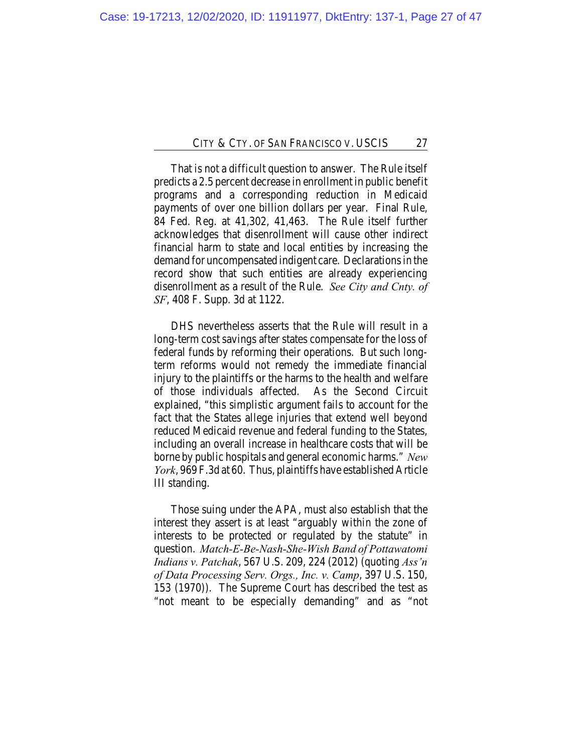That is not a difficult question to answer. The Rule itself predicts a 2.5 percent decrease in enrollment in public benefit programs and a corresponding reduction in Medicaid payments of over one billion dollars per year. Final Rule, 84 Fed. Reg. at 41,302, 41,463. The Rule itself further acknowledges that disenrollment will cause other indirect financial harm to state and local entities by increasing the demand for uncompensated indigent care. Declarations in the record show that such entities are already experiencing disenrollment as a result of the Rule. *See City and Cnty. of SF*, 408 F. Supp. 3d at 1122.

DHS nevertheless asserts that the Rule will result in a long-term cost savings after states compensate for the loss of federal funds by reforming their operations. But such long-term reforms would not remedy the immediate financial injury to the plaintiffs or the harms to the health and welfare of those individuals affected. As the Second Circuit explained, "this simplistic argument fails to account for the fact that the States allege injuries that extend well beyond reduced Medicaid revenue and federal funding to the States, including an overall increase in healthcare costs that will be borne by public hospitals and general economic harms." *New York*, 969 F.3d at 60. Thus, plaintiffs have established Article III standing.

Those suing under the APA, must also establish that the interest they assert is at least "arguably within the zone of interests to be protected or regulated by the statute" in question. *Match-E-Be-Nash-She-Wish Band of Pottawatomi Indians v. Patchak*, 567 U.S. 209, 224 (2012) (quoting *Ass'n of Data Processing Serv. Orgs., Inc. v. Camp*, 397 U.S. 150, 153 (1970)). The Supreme Court has described the test as "not meant to be especially demanding" and as "not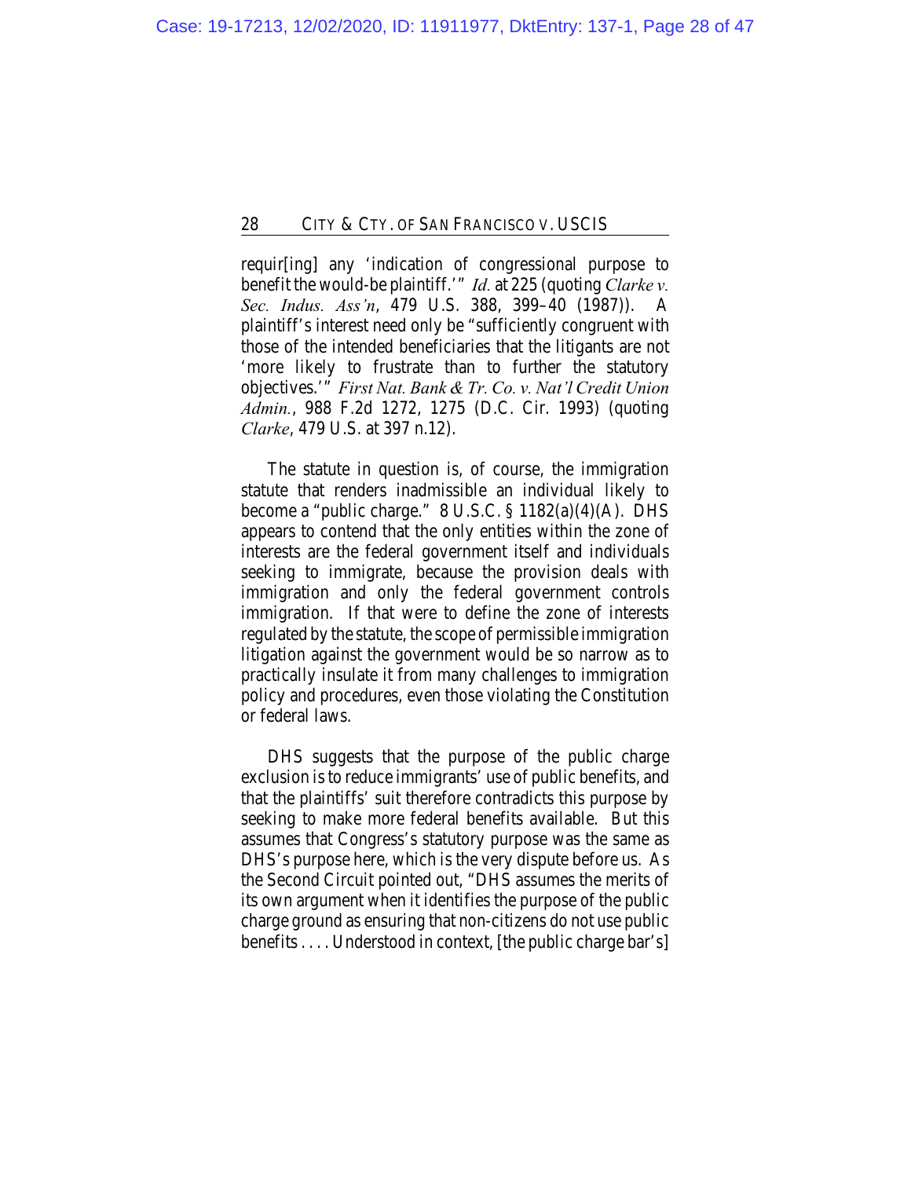requir[ing] any 'indication of congressional purpose to benefit the would-be plaintiff.'" *Id.* at 225 (quoting *Clarke v. Sec. Indus. Ass'n*, 479 U.S. 388, 399–40 (1987)). A plaintiff's interest need only be "sufficiently congruent with those of the intended beneficiaries that the litigants are not 'more likely to frustrate than to further the statutory objectives.'" *First Nat. Bank & Tr. Co. v. Nat'l Credit Union Admin.*, 988 F.2d 1272, 1275 (D.C. Cir. 1993) (quoting *Clarke*, 479 U.S. at 397 n.12).

The statute in question is, of course, the immigration statute that renders inadmissible an individual likely to become a "public charge." 8 U.S.C. § 1182(a)(4)(A). DHS appears to contend that the only entities within the zone of interests are the federal government itself and individuals seeking to immigrate, because the provision deals with immigration and only the federal government controls immigration. If that were to define the zone of interests regulated by the statute, the scope of permissible immigration litigation against the government would be so narrow as to practically insulate it from many challenges to immigration policy and procedures, even those violating the Constitution or federal laws.

DHS suggests that the purpose of the public charge exclusion is to reduce immigrants' use of public benefits, and that the plaintiffs' suit therefore contradicts this purpose by seeking to make more federal benefits available. But this assumes that Congress's statutory purpose was the same as DHS's purpose here, which is the very dispute before us. As the Second Circuit pointed out, "DHS assumes the merits of its own argument when it identifies the purpose of the public charge ground as ensuring that non-citizens do not use public benefits . . . . Understood in context, [the public charge bar's]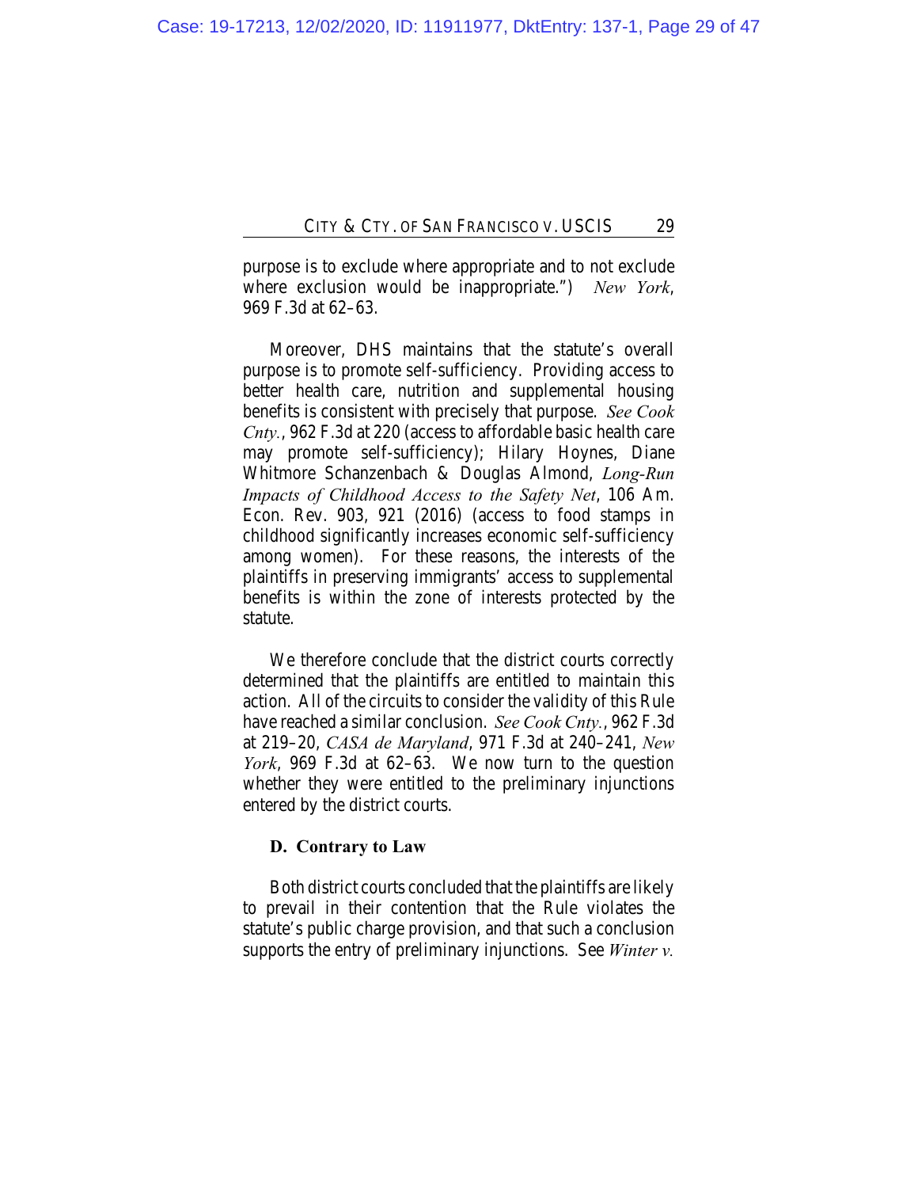purpose is to exclude where appropriate and to not exclude where exclusion would be inappropriate.") *New York*, 969 F.3d at 62–63.

Moreover, DHS maintains that the statute's overall purpose is to promote self-sufficiency. Providing access to better health care, nutrition and supplemental housing benefits is consistent with precisely that purpose. *See Cook Cnty.*, 962 F.3d at 220 (access to affordable basic health care may promote self-sufficiency); Hilary Hoynes, Diane Whitmore Schanzenbach & Douglas Almond, *Long-Run Impacts of Childhood Access to the Safety Net*, 106 Am. Econ. Rev. 903, 921 (2016) (access to food stamps in childhood significantly increases economic self-sufficiency among women). For these reasons, the interests of the plaintiffs in preserving immigrants' access to supplemental benefits is within the zone of interests protected by the statute.

We therefore conclude that the district courts correctly determined that the plaintiffs are entitled to maintain this action. All of the circuits to consider the validity of this Rule have reached a similar conclusion. *See Cook Cnty.*, 962 F.3d at 219–20, *CASA de Maryland*, 971 F.3d at 240–241, *New York*, 969 F.3d at 62–63. We now turn to the question whether they were entitled to the preliminary injunctions entered by the district courts.

### D. Contrary to Law

Both district courts concluded that the plaintiffs are likely to prevail in their contention that the Rule violates the statute's public charge provision, and that such a conclusion supports the entry of preliminary injunctions. See *Winter v.*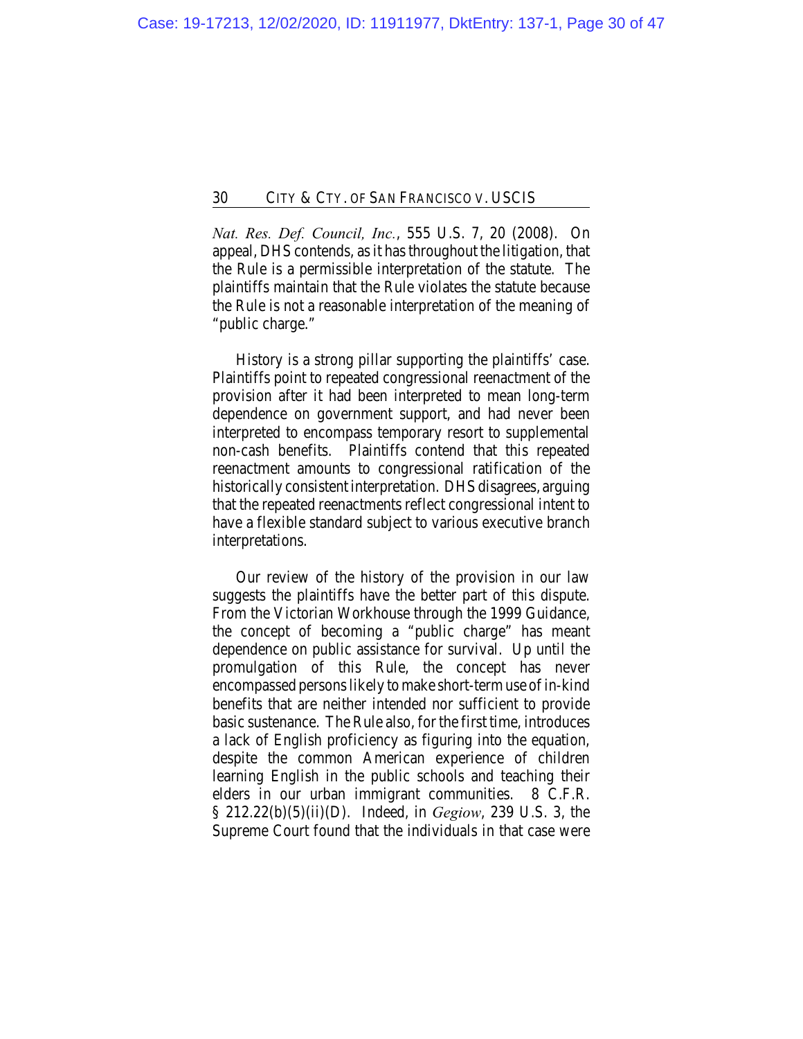*Nat. Res. Def. Council, Inc.*, 555 U.S. 7, 20 (2008). On appeal, DHS contends, as it has throughout the litigation, that the Rule is a permissible interpretation of the statute. The plaintiffs maintain that the Rule violates the statute because the Rule is not a reasonable interpretation of the meaning of "public charge."

History is a strong pillar supporting the plaintiffs' case. Plaintiffs point to repeated congressional reenactment of the provision after it had been interpreted to mean long-term dependence on government support, and had never been interpreted to encompass temporary resort to supplemental non-cash benefits. Plaintiffs contend that this repeated reenactment amounts to congressional ratification of the historically consistent interpretation. DHS disagrees, arguing that the repeated reenactments reflect congressional intent to have a flexible standard subject to various executive branch interpretations.

Our review of the history of the provision in our law suggests the plaintiffs have the better part of this dispute. From the Victorian Workhouse through the 1999 Guidance, the concept of becoming a "public charge" has meant dependence on public assistance for survival. Up until the promulgation of this Rule, the concept has never encompassed persons likely to make short-term use of in-kind benefits that are neither intended nor sufficient to provide basic sustenance. The Rule also, for the first time, introduces a lack of English proficiency as figuring into the equation, despite the common American experience of children learning English in the public schools and teaching their elders in our urban immigrant communities. 8 C.F.R. § 212.22(b)(5)(ii)(D). Indeed, in *Gegiow*, 239 U.S. 3, the Supreme Court found that the individuals in that case were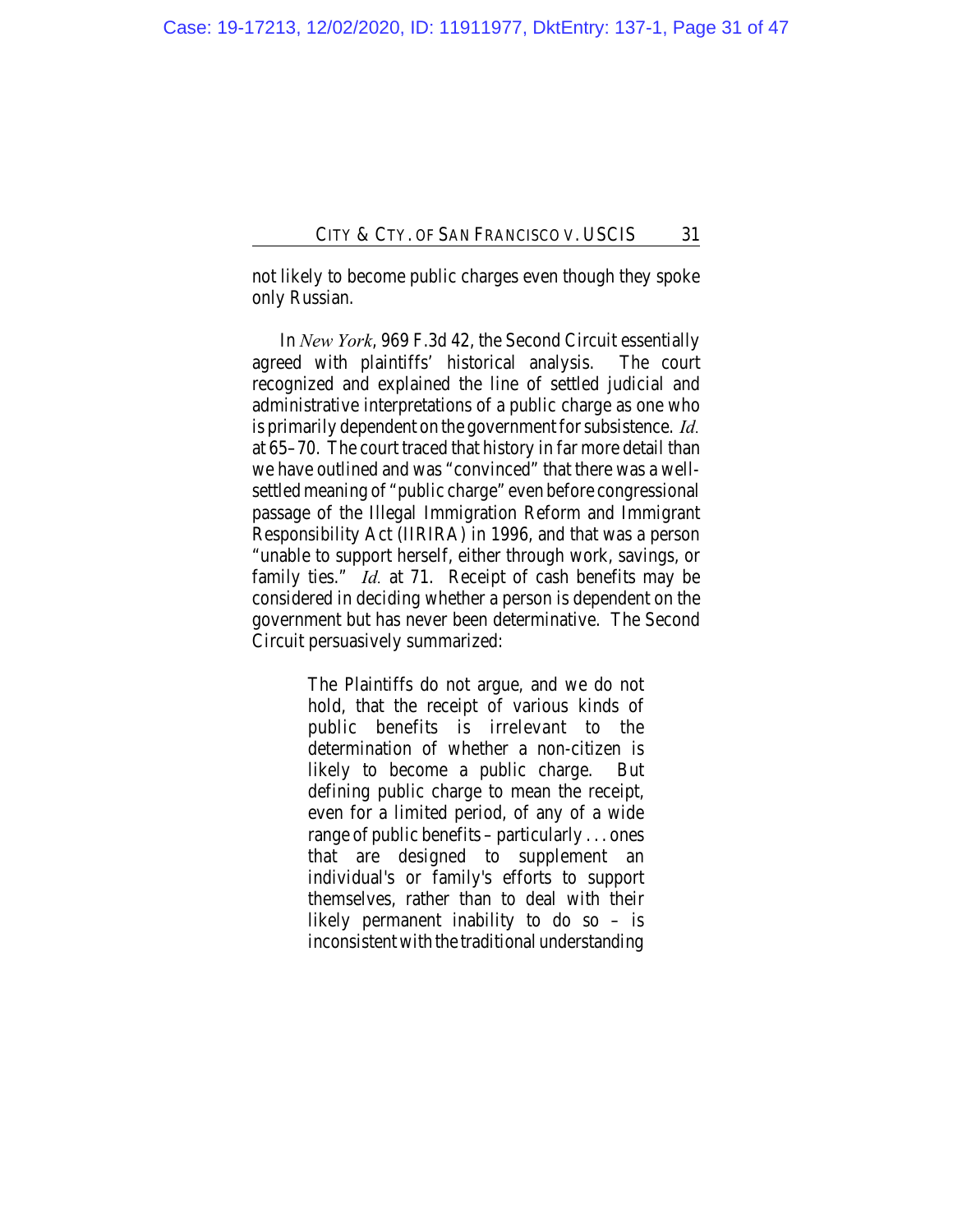not likely to become public charges even though they spoke only Russian.

In *New York*, 969 F.3d 42, the Second Circuit essentially agreed with plaintiffs' historical analysis. The court recognized and explained the line of settled judicial and administrative interpretations of a public charge as one who is primarily dependent on the government for subsistence. *Id.* at 65–70. The court traced that history in far more detail than we have outlined and was "convinced" that there was a well-settled meaning of "public charge" even before congressional passage of the Illegal Immigration Reform and Immigrant Responsibility Act (IIRIRA) in 1996, and that was a person "unable to support herself, either through work, savings, or family ties." *Id.* at 71. Receipt of cash benefits may be considered in deciding whether a person is dependent on the government but has never been determinative. The Second Circuit persuasively summarized:

> The Plaintiffs do not argue, and we do not hold, that the receipt of various kinds of public benefits is irrelevant to the determination of whether a non-citizen is likely to become a public charge. But defining public charge to mean the receipt, even for a limited period, of any of a wide range of public benefits – particularly . . . ones that are designed to supplement an individual's or family's efforts to support themselves, rather than to deal with their likely permanent inability to do so – is inconsistent with the traditional understanding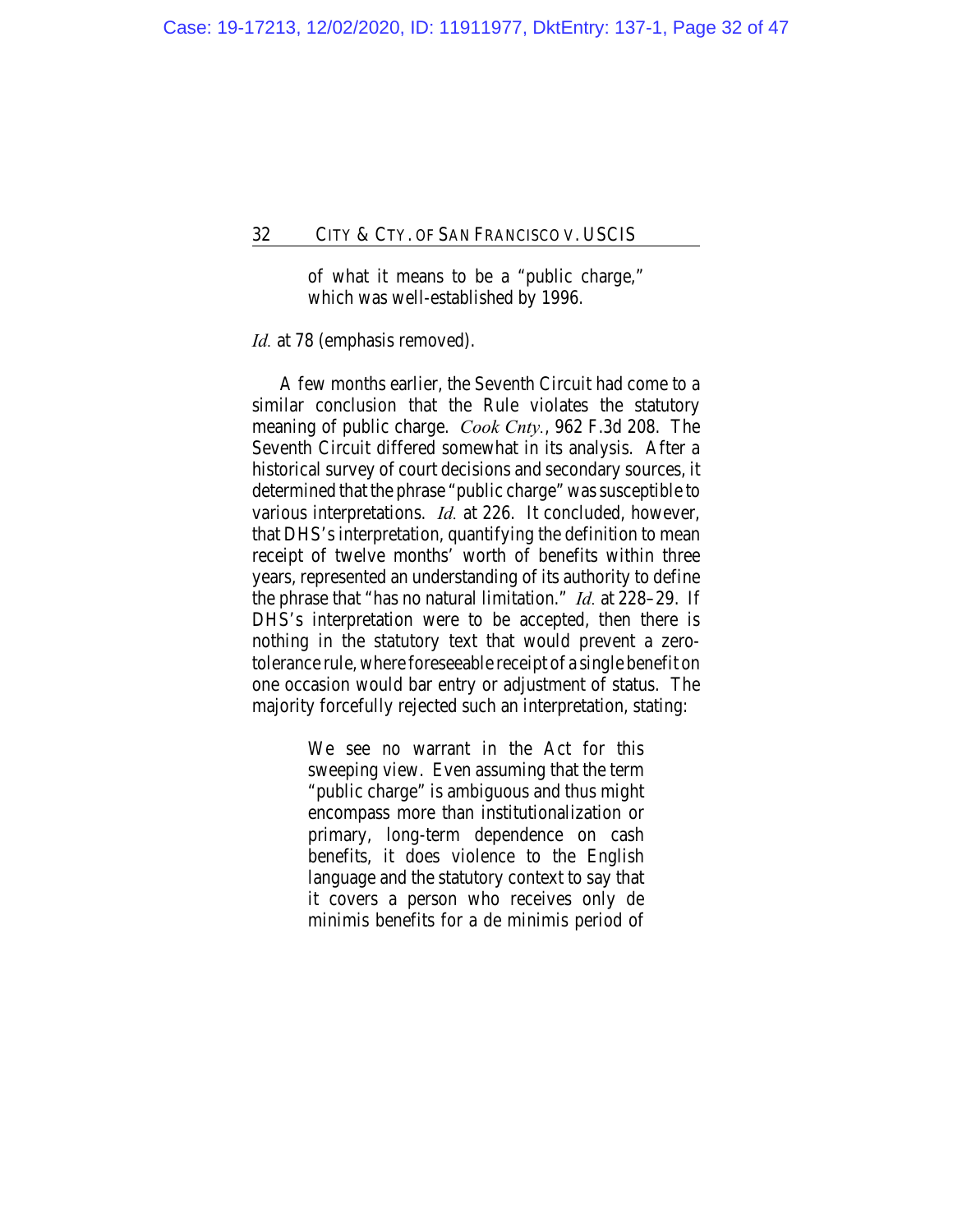> of what it means to be a "public charge," which was well-established by 1996.

*Id.* at 78 (emphasis removed).

A few months earlier, the Seventh Circuit had come to a similar conclusion that the Rule violates the statutory meaning of public charge. *Cook Cnty.*, 962 F.3d 208. The Seventh Circuit differed somewhat in its analysis. After a historical survey of court decisions and secondary sources, it determined that the phrase "public charge" was susceptible to various interpretations. *Id.* at 226. It concluded, however, that DHS's interpretation, quantifying the definition to mean receipt of twelve months' worth of benefits within three years, represented an understanding of its authority to define the phrase that "has no natural limitation." *Id.* at 228–29. If DHS's interpretation were to be accepted, then there is nothing in the statutory text that would prevent a zero-tolerance rule, where foreseeable receipt of a single benefit on one occasion would bar entry or adjustment of status. The majority forcefully rejected such an interpretation, stating:

> We see no warrant in the Act for this sweeping view. Even assuming that the term "public charge" is ambiguous and thus might encompass more than institutionalization or primary, long-term dependence on cash benefits, it does violence to the English language and the statutory context to say that it covers a person who receives only de minimis benefits for a de minimis period of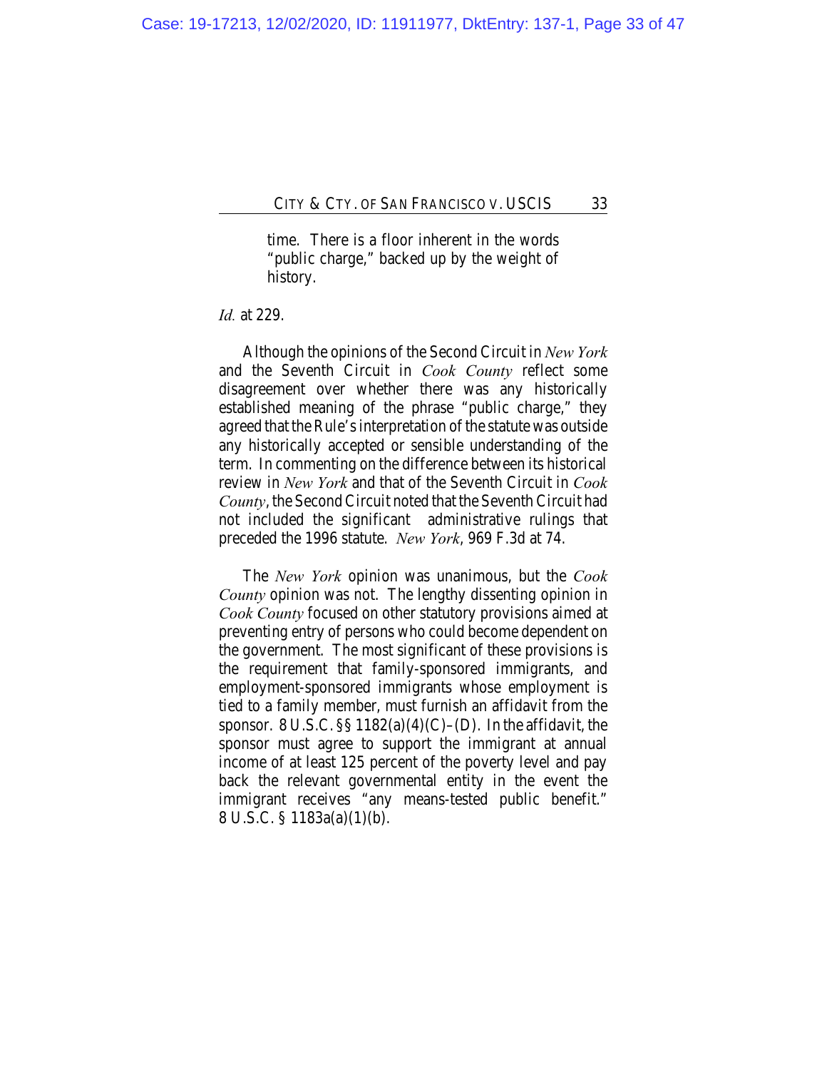> time. There is a floor inherent in the words "public charge," backed up by the weight of history.

*Id.* at 229.

Although the opinions of the Second Circuit in *New York* and the Seventh Circuit in *Cook County* reflect some disagreement over whether there was any historically established meaning of the phrase "public charge," they agreed that the Rule's interpretation of the statute was outside any historically accepted or sensible understanding of the term. In commenting on the difference between its historical review in *New York* and that of the Seventh Circuit in *Cook County*, the Second Circuit noted that the Seventh Circuit had not included the significant administrative rulings that preceded the 1996 statute. *New York*, 969 F.3d at 74.

The *New York* opinion was unanimous, but the *Cook County* opinion was not. The lengthy dissenting opinion in *Cook County* focused on other statutory provisions aimed at preventing entry of persons who could become dependent on the government. The most significant of these provisions is the requirement that family-sponsored immigrants, and employment-sponsored immigrants whose employment is tied to a family member, must furnish an affidavit from the sponsor. 8 U.S.C. §§ 1182(a)(4)(C)–(D). In the affidavit, the sponsor must agree to support the immigrant at annual income of at least 125 percent of the poverty level and pay back the relevant governmental entity in the event the immigrant receives "any means-tested public benefit." 8 U.S.C. § 1183a(a)(1)(b).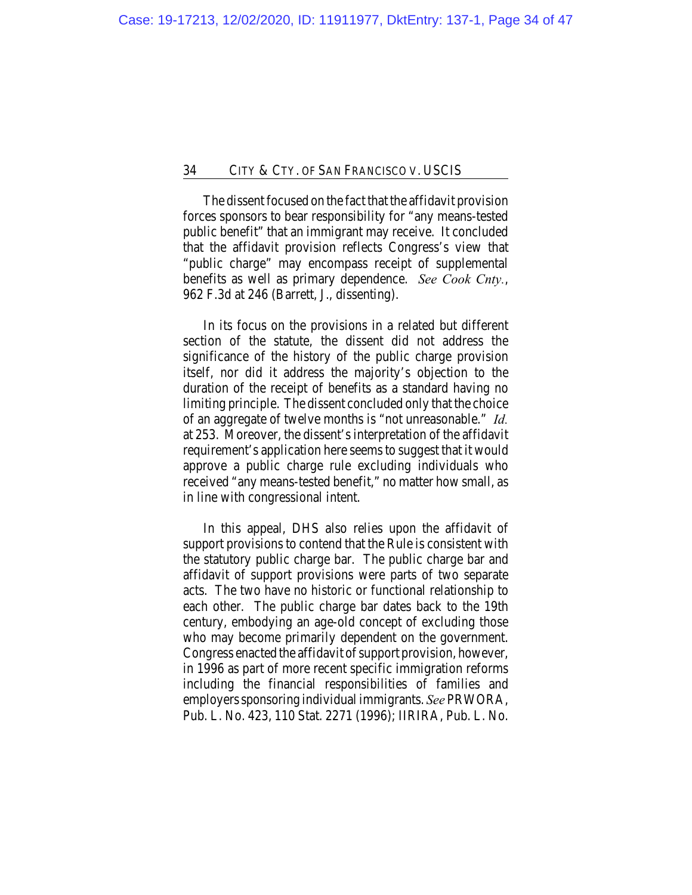The dissent focused on the fact that the affidavit provision forces sponsors to bear responsibility for "any means-tested public benefit" that an immigrant may receive. It concluded that the affidavit provision reflects Congress's view that "public charge" may encompass receipt of supplemental benefits as well as primary dependence. *See Cook Cnty.*, 962 F.3d at 246 (Barrett, J., dissenting).

In its focus on the provisions in a related but different section of the statute, the dissent did not address the significance of the history of the public charge provision itself, nor did it address the majority's objection to the duration of the receipt of benefits as a standard having no limiting principle. The dissent concluded only that the choice of an aggregate of twelve months is "not unreasonable." *Id.* at 253. Moreover, the dissent's interpretation of the affidavit requirement's application here seems to suggest that it would approve a public charge rule excluding individuals who received "any means-tested benefit," no matter how small, as in line with congressional intent.

In this appeal, DHS also relies upon the affidavit of support provisions to contend that the Rule is consistent with the statutory public charge bar. The public charge bar and affidavit of support provisions were parts of two separate acts. The two have no historic or functional relationship to each other. The public charge bar dates back to the 19th century, embodying an age-old concept of excluding those who may become primarily dependent on the government. Congress enacted the affidavit of support provision, however, in 1996 as part of more recent specific immigration reforms including the financial responsibilities of families and employers sponsoring individual immigrants. *See* PRWORA, Pub. L. No. 423, 110 Stat. 2271 (1996); IIRIRA, Pub. L. No.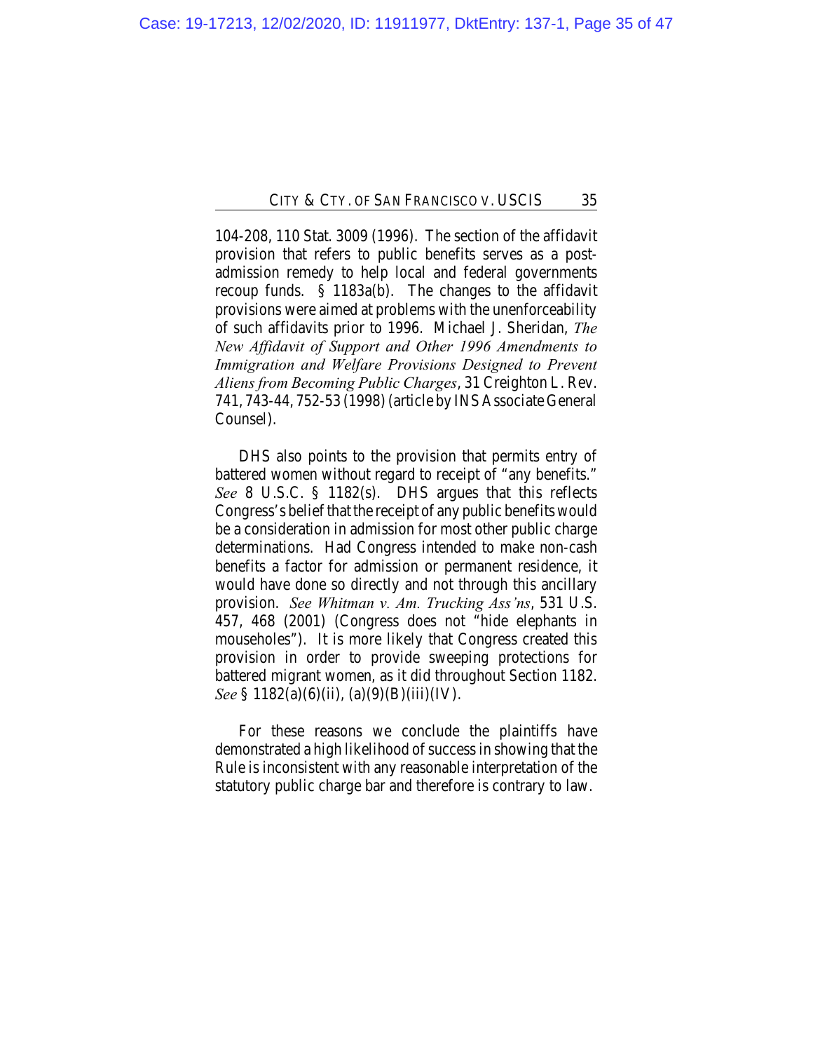104-208, 110 Stat. 3009 (1996). The section of the affidavit provision that refers to public benefits serves as a post-admission remedy to help local and federal governments recoup funds. § 1183a(b). The changes to the affidavit provisions were aimed at problems with the unenforceability of such affidavits prior to 1996. Michael J. Sheridan, *The New Affidavit of Support and Other 1996 Amendments to Immigration and Welfare Provisions Designed to Prevent Aliens from Becoming Public Charges*, 31 Creighton L. Rev. 741, 743-44, 752-53 (1998) (article by INS Associate General Counsel).

DHS also points to the provision that permits entry of battered women without regard to receipt of "any benefits." *See* 8 U.S.C. § 1182(s). DHS argues that this reflects Congress's belief that the receipt of any public benefits would be a consideration in admission for most other public charge determinations. Had Congress intended to make non-cash benefits a factor for admission or permanent residence, it would have done so directly and not through this ancillary provision. *See Whitman v. Am. Trucking Ass'ns*, 531 U.S. 457, 468 (2001) (Congress does not "hide elephants in mouseholes"). It is more likely that Congress created this provision in order to provide sweeping protections for battered migrant women, as it did throughout Section 1182. *See* § 1182(a)(6)(ii), (a)(9)(B)(iii)(IV).

For these reasons we conclude the plaintiffs have demonstrated a high likelihood of success in showing that the Rule is inconsistent with any reasonable interpretation of the statutory public charge bar and therefore is contrary to law.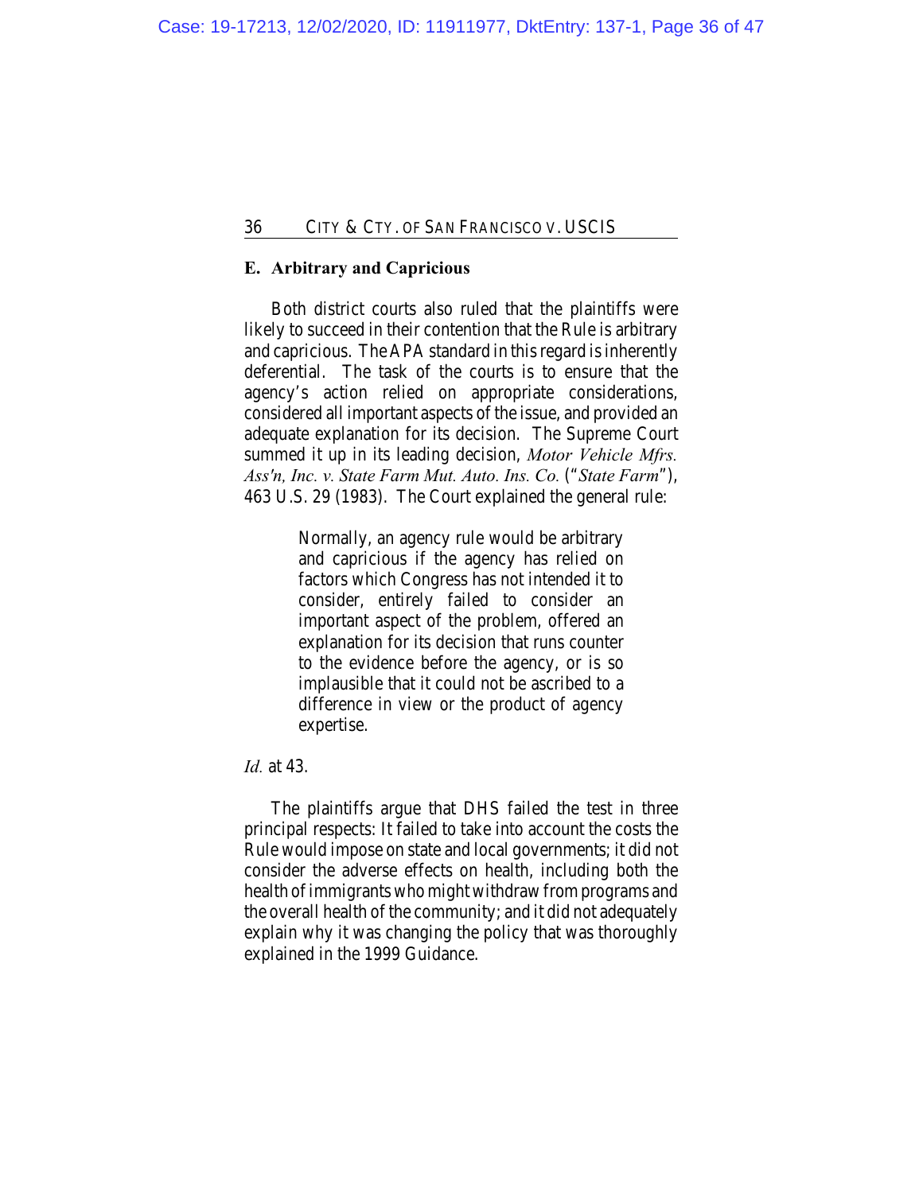### E. Arbitrary and Capricious

Both district courts also ruled that the plaintiffs were likely to succeed in their contention that the Rule is arbitrary and capricious. The APA standard in this regard is inherently deferential. The task of the courts is to ensure that the agency's action relied on appropriate considerations, considered all important aspects of the issue, and provided an adequate explanation for its decision. The Supreme Court summed it up in its leading decision, *Motor Vehicle Mfrs. Ass'n, Inc. v. State Farm Mut. Auto. Ins. Co.* ("*State Farm*"), 463 U.S. 29 (1983). The Court explained the general rule:

> Normally, an agency rule would be arbitrary and capricious if the agency has relied on factors which Congress has not intended it to consider, entirely failed to consider an important aspect of the problem, offered an explanation for its decision that runs counter to the evidence before the agency, or is so implausible that it could not be ascribed to a difference in view or the product of agency expertise.

*Id.* at 43.

The plaintiffs argue that DHS failed the test in three principal respects: It failed to take into account the costs the Rule would impose on state and local governments; it did not consider the adverse effects on health, including both the health of immigrants who might withdraw from programs and the overall health of the community; and it did not adequately explain why it was changing the policy that was thoroughly explained in the 1999 Guidance.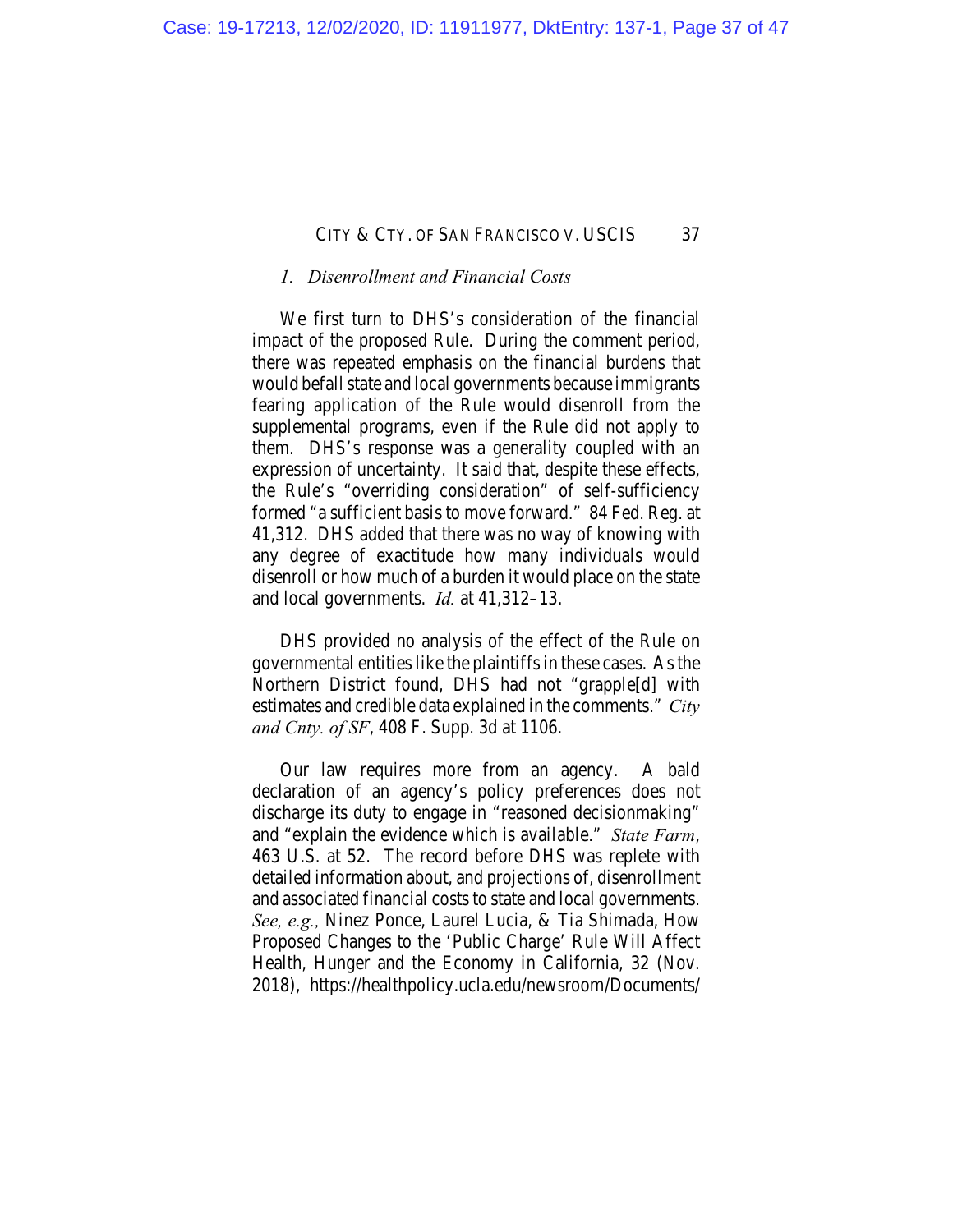### *1. Disenrollment and Financial Costs*

We first turn to DHS's consideration of the financial impact of the proposed Rule. During the comment period, there was repeated emphasis on the financial burdens that would befall state and local governments because immigrants fearing application of the Rule would disenroll from the supplemental programs, even if the Rule did not apply to them. DHS's response was a generality coupled with an expression of uncertainty. It said that, despite these effects, the Rule's "overriding consideration" of self-sufficiency formed "a sufficient basis to move forward." 84 Fed. Reg. at 41,312. DHS added that there was no way of knowing with any degree of exactitude how many individuals would disenroll or how much of a burden it would place on the state and local governments. *Id.* at 41,312–13.

DHS provided no analysis of the effect of the Rule on governmental entities like the plaintiffs in these cases. As the Northern District found, DHS had not "grapple[d] with estimates and credible data explained in the comments." *City and Cnty. of SF*, 408 F. Supp. 3d at 1106.

Our law requires more from an agency. A bald declaration of an agency's policy preferences does not discharge its duty to engage in "reasoned decisionmaking" and "explain the evidence which is available." *State Farm*, 463 U.S. at 52. The record before DHS was replete with detailed information about, and projections of, disenrollment and associated financial costs to state and local governments. *See, e.g.,* Ninez Ponce, Laurel Lucia, & Tia Shimada, How Proposed Changes to the 'Public Charge' Rule Will Affect Health, Hunger and the Economy in California, 32 (Nov. 2018), https://healthpolicy.ucla.edu/newsroom/Documents/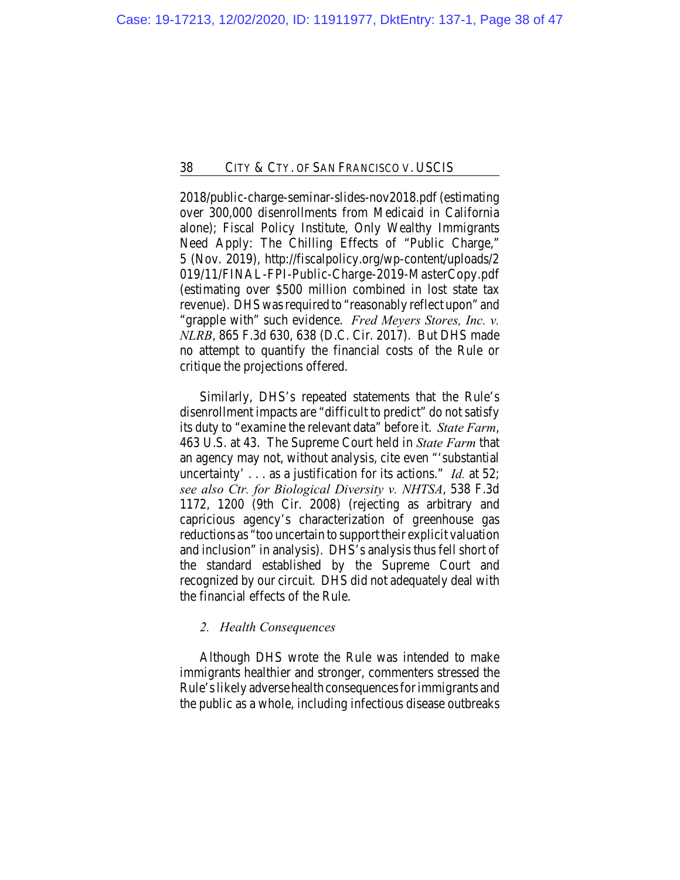2018/public-charge-seminar-slides-nov2018.pdf (estimating over 300,000 disenrollments from Medicaid in California alone); Fiscal Policy Institute, Only Wealthy Immigrants Need Apply: The Chilling Effects of "Public Charge," 5 (Nov. 2019), http://fiscalpolicy.org/wp-content/uploads/2019/11/FINAL-FPI-Public-Charge-2019-MasterCopy.pdf (estimating over $500 million combined in lost state tax revenue). DHS was required to "reasonably reflect upon" and "grapple with" such evidence. *Fred Meyers Stores, Inc. v. NLRB*, 865 F.3d 630, 638 (D.C. Cir. 2017). But DHS made no attempt to quantify the financial costs of the Rule or critique the projections offered.

Similarly, DHS's repeated statements that the Rule's disenrollment impacts are "difficult to predict" do not satisfy its duty to "examine the relevant data" before it. *State Farm*, 463 U.S. at 43. The Supreme Court held in *State Farm* that an agency may not, without analysis, cite even "'substantial uncertainty' . . . as a justification for its actions." *Id.* at 52; *see also Ctr. for Biological Diversity v. NHTSA*, 538 F.3d 1172, 1200 (9th Cir. 2008) (rejecting as arbitrary and capricious agency's characterization of greenhouse gas reductions as "too uncertain to support their explicit valuation and inclusion" in analysis). DHS's analysis thus fell short of the standard established by the Supreme Court and recognized by our circuit. DHS did not adequately deal with the financial effects of the Rule.

*2. Health Consequences*

Although DHS wrote the Rule was intended to make immigrants healthier and stronger, commenters stressed the Rule's likely adverse health consequences for immigrants and the public as a whole, including infectious disease outbreaks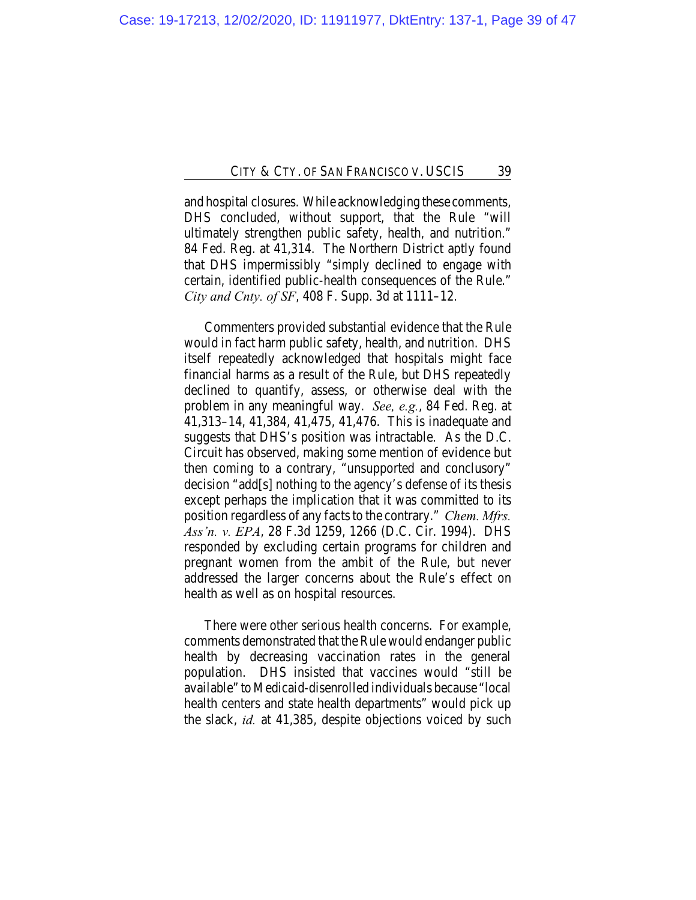and hospital closures. While acknowledging these comments, DHS concluded, without support, that the Rule "will ultimately strengthen public safety, health, and nutrition." 84 Fed. Reg. at 41,314. The Northern District aptly found that DHS impermissibly "simply declined to engage with certain, identified public-health consequences of the Rule." *City and Cnty. of SF*, 408 F. Supp. 3d at 1111–12.

Commenters provided substantial evidence that the Rule would in fact harm public safety, health, and nutrition. DHS itself repeatedly acknowledged that hospitals might face financial harms as a result of the Rule, but DHS repeatedly declined to quantify, assess, or otherwise deal with the problem in any meaningful way. *See, e.g.*, 84 Fed. Reg. at 41,313–14, 41,384, 41,475, 41,476. This is inadequate and suggests that DHS's position was intractable. As the D.C. Circuit has observed, making some mention of evidence but then coming to a contrary, "unsupported and conclusory" decision "add[s] nothing to the agency's defense of its thesis except perhaps the implication that it was committed to its position regardless of any facts to the contrary." *Chem. Mfrs. Ass'n. v. EPA*, 28 F.3d 1259, 1266 (D.C. Cir. 1994). DHS responded by excluding certain programs for children and pregnant women from the ambit of the Rule, but never addressed the larger concerns about the Rule's effect on health as well as on hospital resources.

There were other serious health concerns. For example, comments demonstrated that the Rule would endanger public health by decreasing vaccination rates in the general population. DHS insisted that vaccines would "still be available" to Medicaid-disenrolled individuals because "local health centers and state health departments" would pick up the slack, *id.* at 41,385, despite objections voiced by such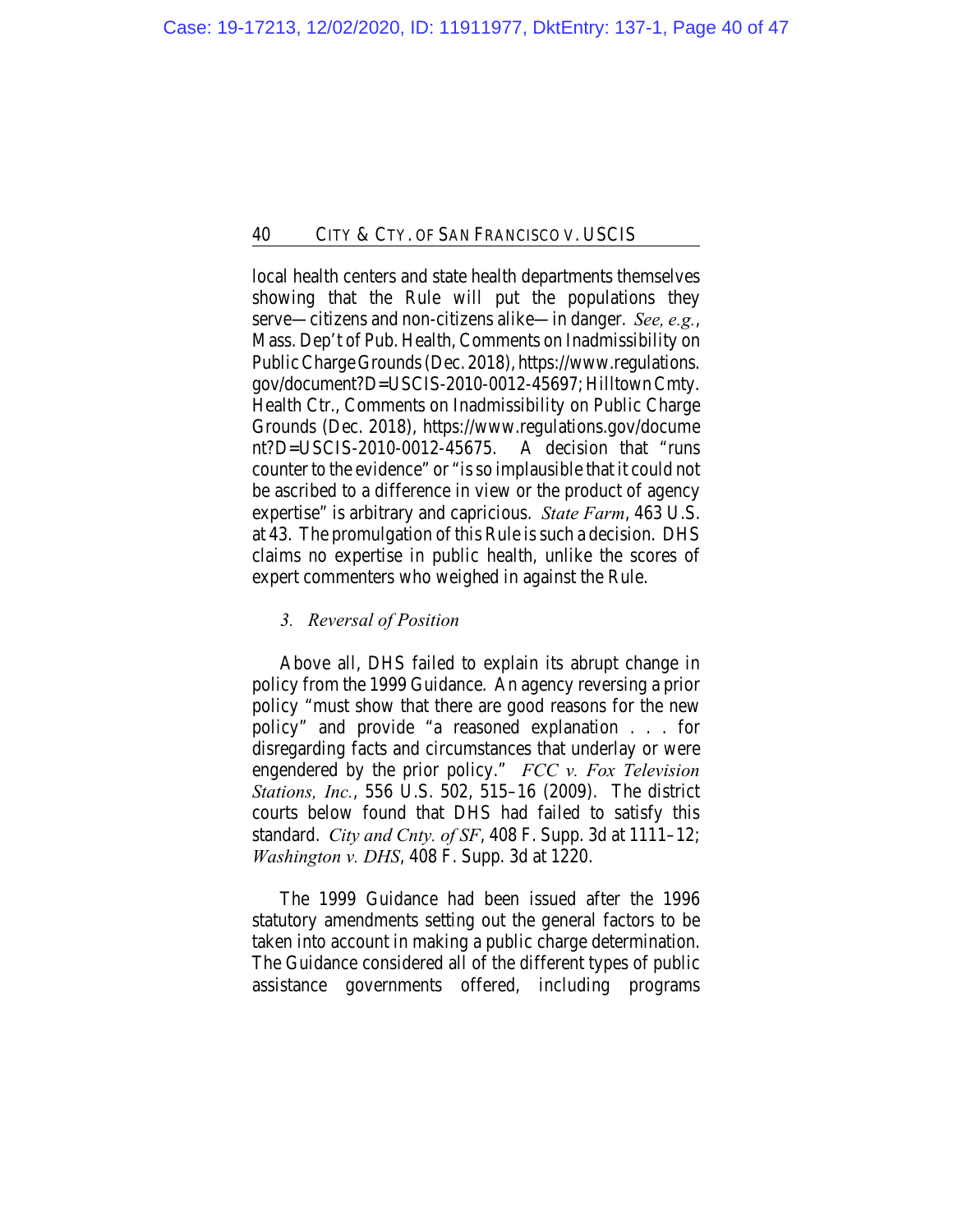local health centers and state health departments themselves showing that the Rule will put the populations they serve—citizens and non-citizens alike—in danger. *See, e.g.*, Mass. Dep't of Pub. Health, Comments on Inadmissibility on Public Charge Grounds (Dec. 2018), https://www.regulations.gov/document?D=USCIS-2010-0012-45697; Hilltown Cmty. Health Ctr., Comments on Inadmissibility on Public Charge Grounds (Dec. 2018), https://www.regulations.gov/document?D=USCIS-2010-0012-45675. A decision that "runs counter to the evidence" or "is so implausible that it could not be ascribed to a difference in view or the product of agency expertise" is arbitrary and capricious. *State Farm*, 463 U.S. at 43. The promulgation of this Rule is such a decision. DHS claims no expertise in public health, unlike the scores of expert commenters who weighed in against the Rule.

### *3. Reversal of Position*

Above all, DHS failed to explain its abrupt change in policy from the 1999 Guidance. An agency reversing a prior policy "must show that there are good reasons for the new policy" and provide "a reasoned explanation . . . for disregarding facts and circumstances that underlay or were engendered by the prior policy." *FCC v. Fox Television Stations, Inc.*, 556 U.S. 502, 515–16 (2009). The district courts below found that DHS had failed to satisfy this standard. *City and Cnty. of SF*, 408 F. Supp. 3d at 1111–12; *Washington v. DHS*, 408 F. Supp. 3d at 1220.

The 1999 Guidance had been issued after the 1996 statutory amendments setting out the general factors to be taken into account in making a public charge determination. The Guidance considered all of the different types of public assistance governments offered, including programs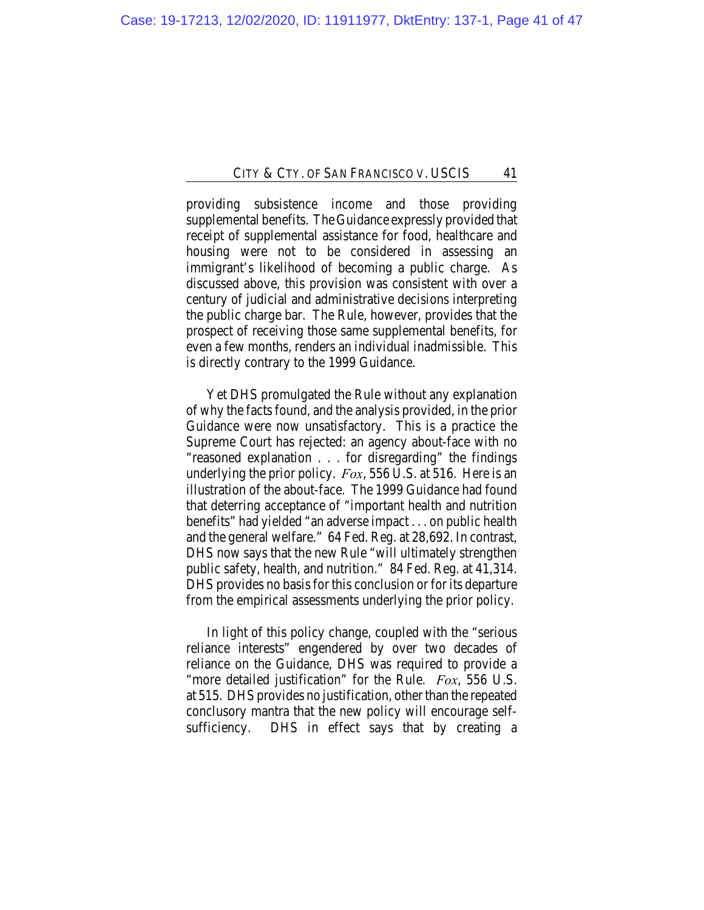providing subsistence income and those providing supplemental benefits. The Guidance expressly provided that receipt of supplemental assistance for food, healthcare and housing were not to be considered in assessing an immigrant's likelihood of becoming a public charge. As discussed above, this provision was consistent with over a century of judicial and administrative decisions interpreting the public charge bar. The Rule, however, provides that the prospect of receiving those same supplemental benefits, for even a few months, renders an individual inadmissible. This is directly contrary to the 1999 Guidance.

Yet DHS promulgated the Rule without any explanation of why the facts found, and the analysis provided, in the prior Guidance were now unsatisfactory. This is a practice the Supreme Court has rejected: an agency about-face with no "reasoned explanation . . . for disregarding" the findings underlying the prior policy. *Fox*, 556 U.S. at 516. Here is an illustration of the about-face. The 1999 Guidance had found that deterring acceptance of "important health and nutrition benefits" had yielded "an adverse impact . . . on public health and the general welfare." 64 Fed. Reg. at 28,692. In contrast, DHS now says that the new Rule "will ultimately strengthen public safety, health, and nutrition." 84 Fed. Reg. at 41,314. DHS provides no basis for this conclusion or for its departure from the empirical assessments underlying the prior policy.

In light of this policy change, coupled with the "serious reliance interests" engendered by over two decades of reliance on the Guidance, DHS was required to provide a "more detailed justification" for the Rule. *Fox*, 556 U.S. at 515. DHS provides no justification, other than the repeated conclusory mantra that the new policy will encourage self-sufficiency. DHS in effect says that by creating a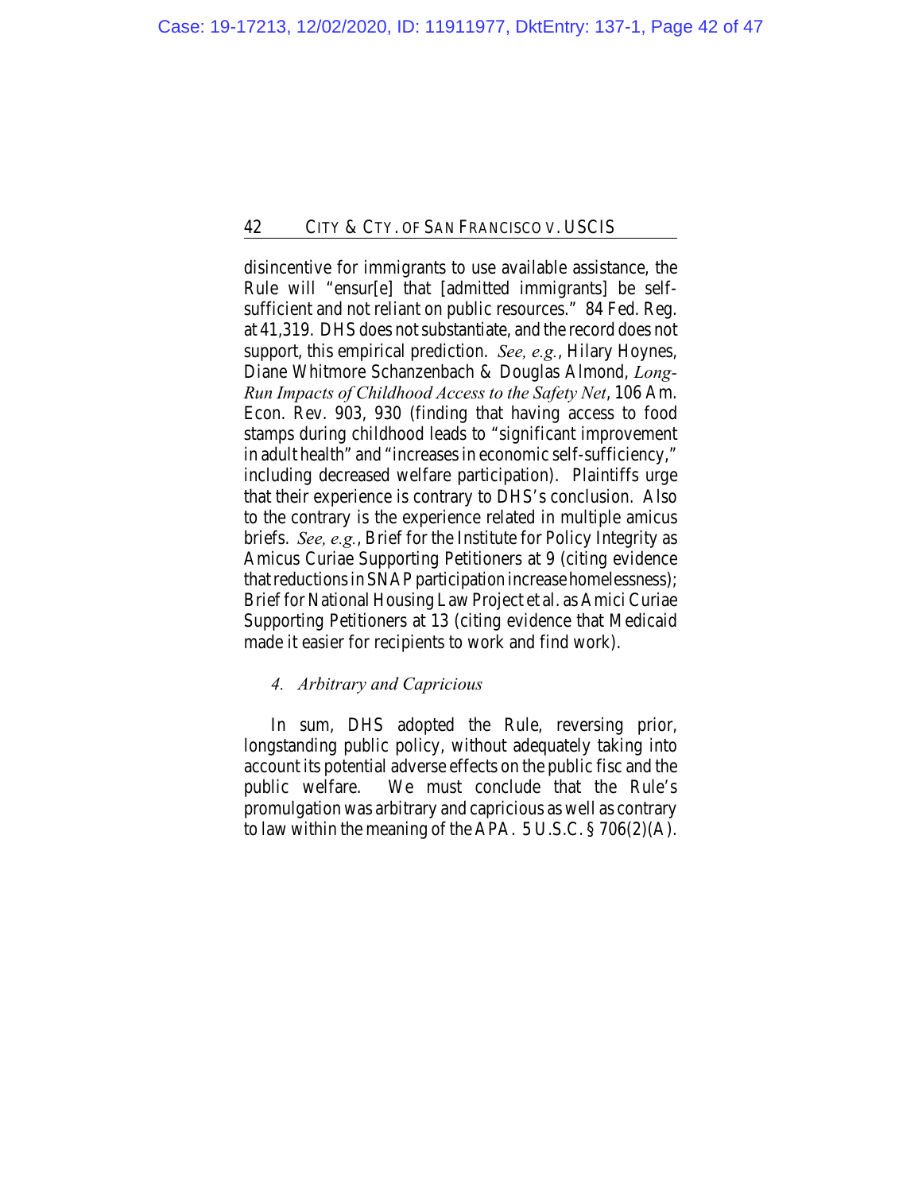disincentive for immigrants to use available assistance, the Rule will "ensur[e] that [admitted immigrants] be self-sufficient and not reliant on public resources." 84 Fed. Reg. at 41,319. DHS does not substantiate, and the record does not support, this empirical prediction. *See, e.g.*, Hilary Hoynes, Diane Whitmore Schanzenbach & Douglas Almond, *Long-Run Impacts of Childhood Access to the Safety Net*, 106 Am. Econ. Rev. 903, 930 (finding that having access to food stamps during childhood leads to "significant improvement in adult health" and "increases in economic self-sufficiency," including decreased welfare participation). Plaintiffs urge that their experience is contrary to DHS's conclusion. Also to the contrary is the experience related in multiple amicus briefs. *See, e.g.*, Brief for the Institute for Policy Integrity as Amicus Curiae Supporting Petitioners at 9 (citing evidence that reductions in SNAP participation increase homelessness); Brief for National Housing Law Project et al. as Amici Curiae Supporting Petitioners at 13 (citing evidence that Medicaid made it easier for recipients to work and find work).

#### *4. Arbitrary and Capricious*

In sum, DHS adopted the Rule, reversing prior, longstanding public policy, without adequately taking into account its potential adverse effects on the public fisc and the public welfare. We must conclude that the Rule's promulgation was arbitrary and capricious as well as contrary to law within the meaning of the APA. 5 U.S.C. § 706(2)(A).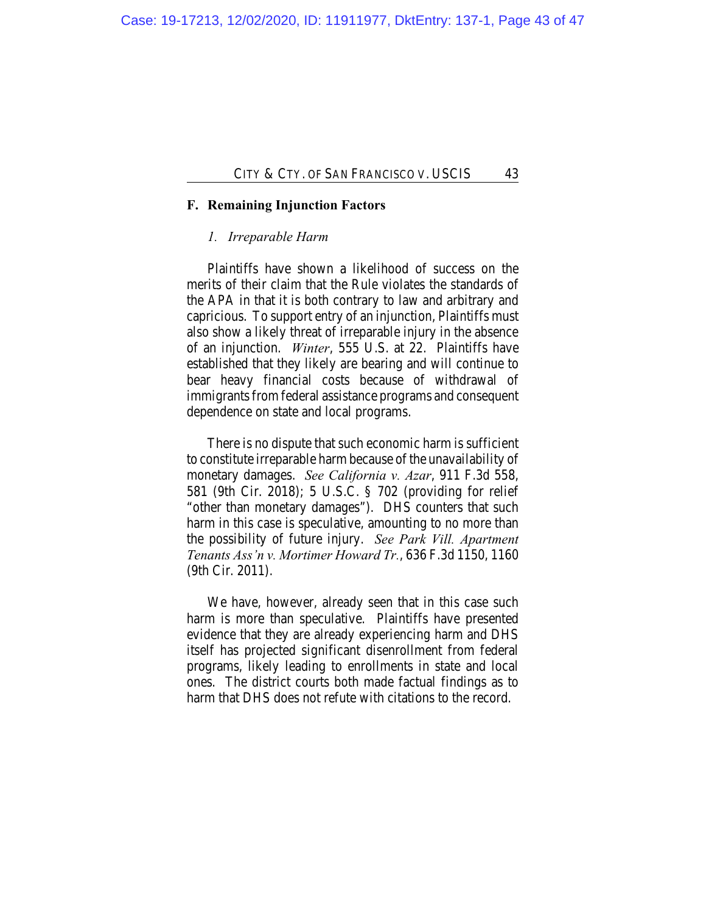## F. Remaining Injunction Factors

### *1. Irreparable Harm*

Plaintiffs have shown a likelihood of success on the merits of their claim that the Rule violates the standards of the APA in that it is both contrary to law and arbitrary and capricious. To support entry of an injunction, Plaintiffs must also show a likely threat of irreparable injury in the absence of an injunction. *Winter*, 555 U.S. at 22. Plaintiffs have established that they likely are bearing and will continue to bear heavy financial costs because of withdrawal of immigrants from federal assistance programs and consequent dependence on state and local programs.

There is no dispute that such economic harm is sufficient to constitute irreparable harm because of the unavailability of monetary damages. *See California v. Azar*, 911 F.3d 558, 581 (9th Cir. 2018); 5 U.S.C. § 702 (providing for relief "other than monetary damages"). DHS counters that such harm in this case is speculative, amounting to no more than the possibility of future injury. *See Park Vill. Apartment Tenants Ass'n v. Mortimer Howard Tr.*, 636 F.3d 1150, 1160 (9th Cir. 2011).

We have, however, already seen that in this case such harm is more than speculative. Plaintiffs have presented evidence that they are already experiencing harm and DHS itself has projected significant disenrollment from federal programs, likely leading to enrollments in state and local ones. The district courts both made factual findings as to harm that DHS does not refute with citations to the record.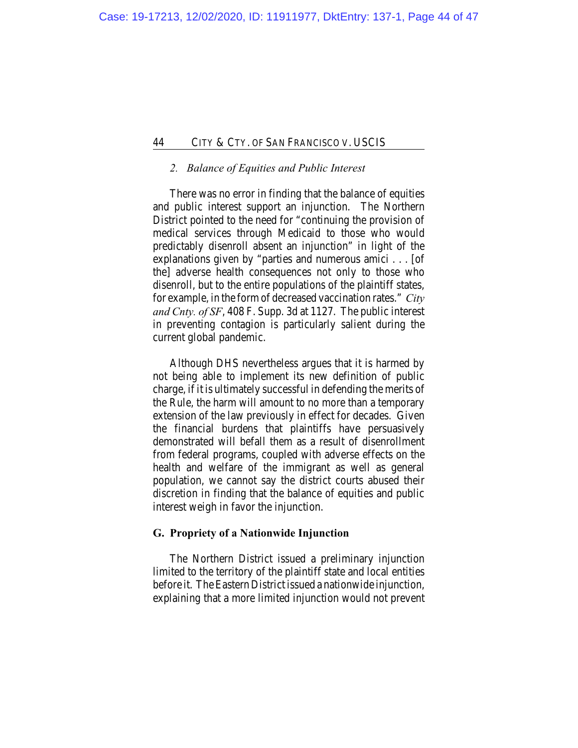*2. Balance of Equities and Public Interest*

There was no error in finding that the balance of equities and public interest support an injunction. The Northern District pointed to the need for "continuing the provision of medical services through Medicaid to those who would predictably disenroll absent an injunction" in light of the explanations given by "parties and numerous amici . . . [of the] adverse health consequences not only to those who disenroll, but to the entire populations of the plaintiff states, for example, in the form of decreased vaccination rates." *City and Cnty. of SF*, 408 F. Supp. 3d at 1127. The public interest in preventing contagion is particularly salient during the current global pandemic.

Although DHS nevertheless argues that it is harmed by not being able to implement its new definition of public charge, if it is ultimately successful in defending the merits of the Rule, the harm will amount to no more than a temporary extension of the law previously in effect for decades. Given the financial burdens that plaintiffs have persuasively demonstrated will befall them as a result of disenrollment from federal programs, coupled with adverse effects on the health and welfare of the immigrant as well as general population, we cannot say the district courts abused their discretion in finding that the balance of equities and public interest weigh in favor the injunction.

**G. Propriety of a Nationwide Injunction**

The Northern District issued a preliminary injunction limited to the territory of the plaintiff state and local entities before it. The Eastern District issued a nationwide injunction, explaining that a more limited injunction would not prevent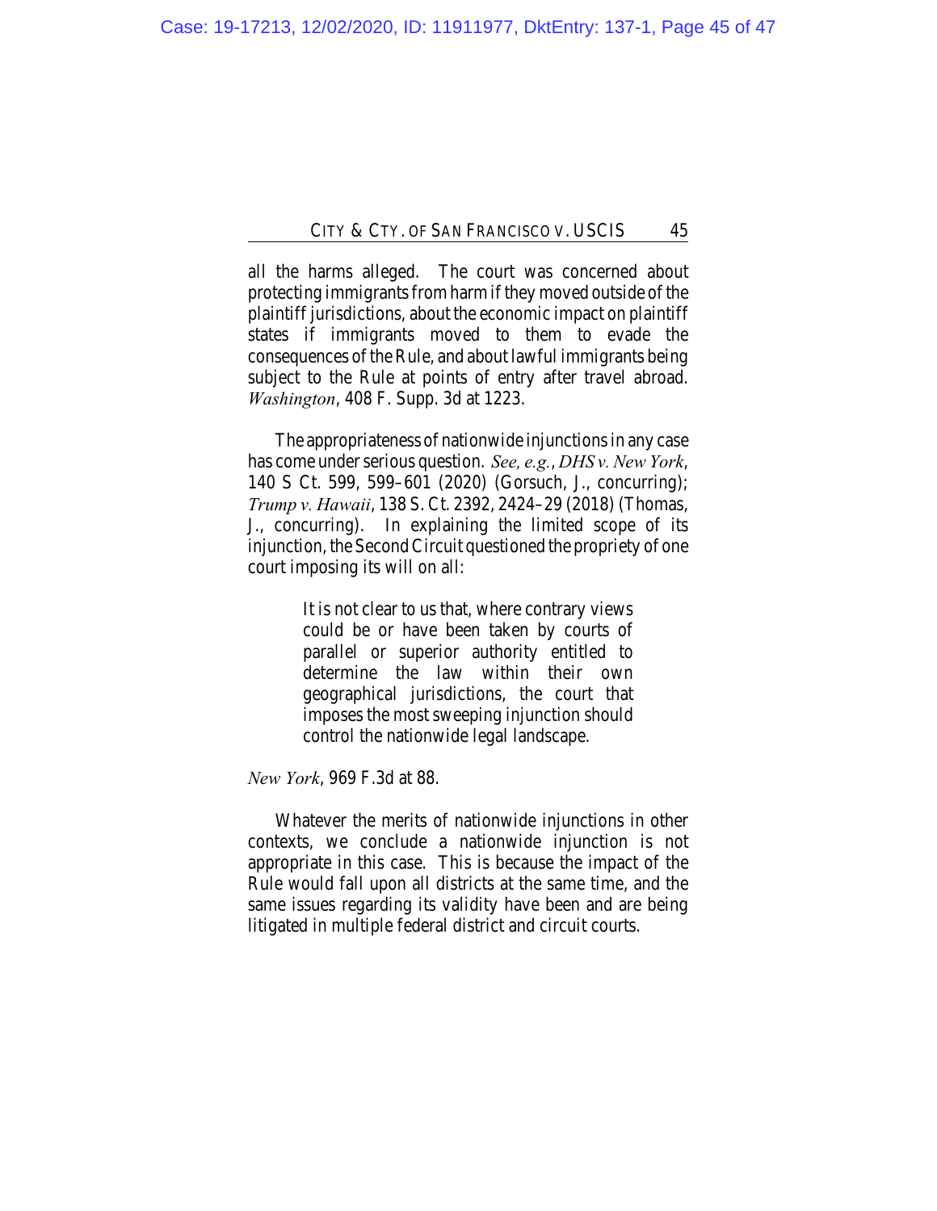all the harms alleged. The court was concerned about protecting immigrants from harm if they moved outside of the plaintiff jurisdictions, about the economic impact on plaintiff states if immigrants moved to them to evade the consequences of the Rule, and about lawful immigrants being subject to the Rule at points of entry after travel abroad. *Washington*, 408 F. Supp. 3d at 1223.

The appropriateness of nationwide injunctions in any case has come under serious question. *See, e.g.*, *DHS v. New York*, 140 S Ct. 599, 599–601 (2020) (Gorsuch, J., concurring); *Trump v. Hawaii*, 138 S. Ct. 2392, 2424–29 (2018) (Thomas, J., concurring). In explaining the limited scope of its injunction, the Second Circuit questioned the propriety of one court imposing its will on all:

> It is not clear to us that, where contrary views could be or have been taken by courts of parallel or superior authority entitled to determine the law within their own geographical jurisdictions, the court that imposes the most sweeping injunction should control the nationwide legal landscape.

*New York*, 969 F.3d at 88.

Whatever the merits of nationwide injunctions in other contexts, we conclude a nationwide injunction is not appropriate in this case. This is because the impact of the Rule would fall upon all districts at the same time, and the same issues regarding its validity have been and are being litigated in multiple federal district and circuit courts.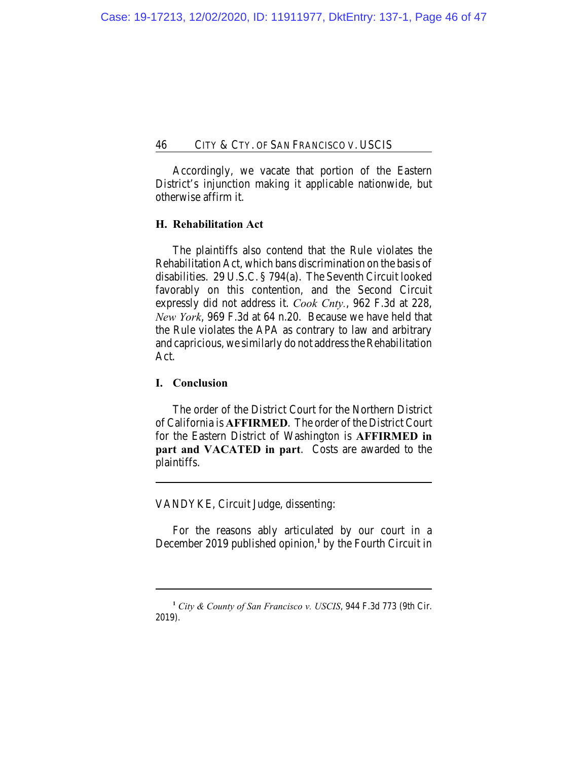Accordingly, we vacate that portion of the Eastern District's injunction making it applicable nationwide, but otherwise affirm it.

### H. Rehabilitation Act

The plaintiffs also contend that the Rule violates the Rehabilitation Act, which bans discrimination on the basis of disabilities. 29 U.S.C. § 794(a). The Seventh Circuit looked favorably on this contention, and the Second Circuit expressly did not address it. *Cook Cnty.*, 962 F.3d at 228, *New York*, 969 F.3d at 64 n.20. Because we have held that the Rule violates the APA as contrary to law and arbitrary and capricious, we similarly do not address the Rehabilitation Act.

### I. Conclusion

The order of the District Court for the Northern District of California is **AFFIRMED**. The order of the District Court for the Eastern District of Washington is **AFFIRMED in part and VACATED in part**. Costs are awarded to the plaintiffs.

---

VANDYKE, Circuit Judge, dissenting:

For the reasons ably articulated by our court in a December 2019 published opinion,[1] by the Fourth Circuit in

---

[1] *City & County of San Francisco v. USCIS*, 944 F.3d 773 (9th Cir. 2019).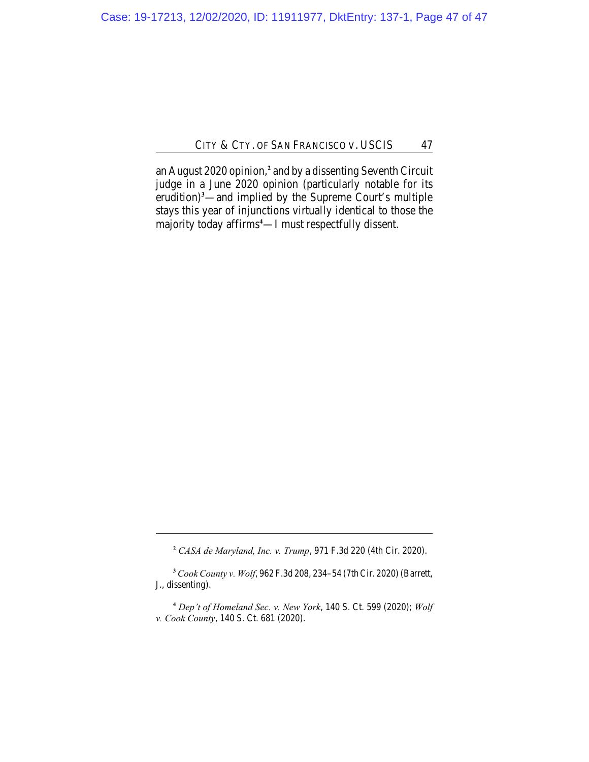an August 2020 opinion,[2] and by a dissenting Seventh Circuit judge in a June 2020 opinion (particularly notable for its erudition)[3]—and implied by the Supreme Court's multiple stays this year of injunctions virtually identical to those the majority today affirms[4]—I must respectfully dissent.

---

[2] *CASA de Maryland, Inc. v. Trump*, 971 F.3d 220 (4th Cir. 2020).

[3] *Cook County v. Wolf*, 962 F.3d 208, 234–54 (7th Cir. 2020) (Barrett, J., dissenting).

[4] *Dep't of Homeland Sec. v. New York*, 140 S. Ct. 599 (2020); *Wolf v. Cook County*, 140 S. Ct. 681 (2020).